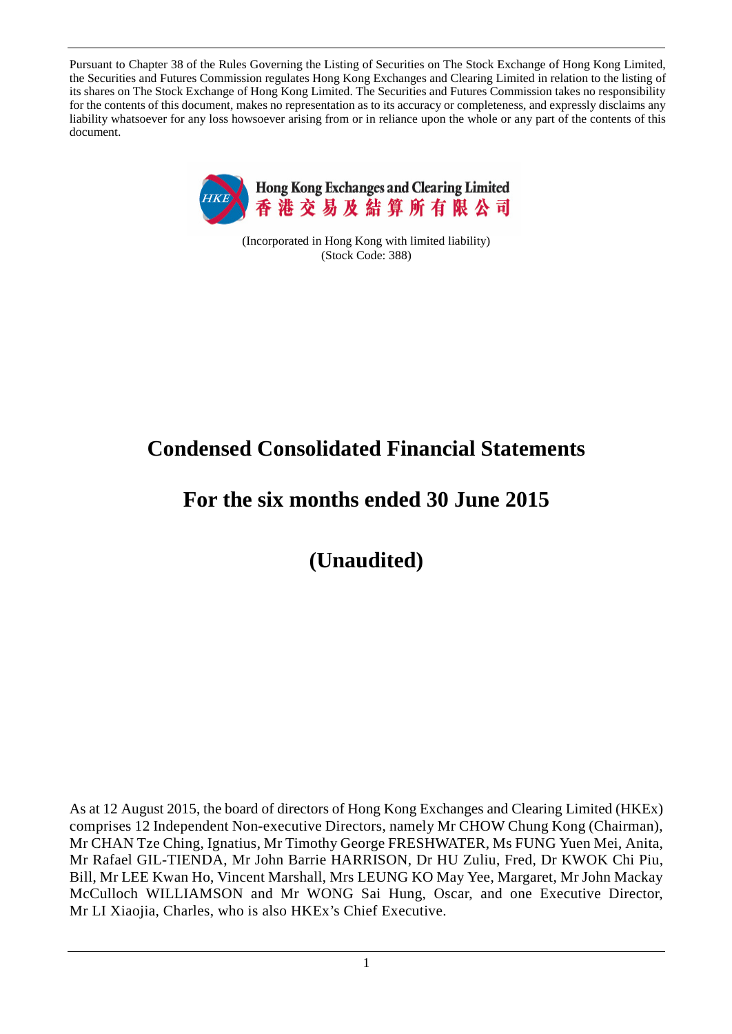Pursuant to Chapter 38 of the Rules Governing the Listing of Securities on The Stock Exchange of Hong Kong Limited, the Securities and Futures Commission regulates Hong Kong Exchanges and Clearing Limited in relation to the listing of its shares on The Stock Exchange of Hong Kong Limited. The Securities and Futures Commission takes no responsibility for the contents of this document, makes no representation as to its accuracy or completeness, and expressly disclaims any liability whatsoever for any loss howsoever arising from or in reliance upon the whole or any part of the contents of this document.

Hong Kong Exchanges and Clearing Limited
香港交易及結算所有限公司

(Incorporated in Hong Kong with limited liability)
(Stock Code: 388)

# Condensed Consolidated Financial Statements

# For the six months ended 30 June 2015

# (Unaudited)

As at 12 August 2015, the board of directors of Hong Kong Exchanges and Clearing Limited (HKEx) comprises 12 Independent Non-executive Directors, namely Mr CHOW Chung Kong (Chairman), Mr CHAN Tze Ching, Ignatius, Mr Timothy George FRESHWATER, Ms FUNG Yuen Mei, Anita, Mr Rafael GIL-TIENDA, Mr John Barrie HARRISON, Dr HU Zuliu, Fred, Dr KWOK Chi Piu, Bill, Mr LEE Kwan Ho, Vincent Marshall, Mrs LEUNG KO May Yee, Margaret, Mr John Mackay McCulloch WILLIAMSON and Mr WONG Sai Hung, Oscar, and one Executive Director, Mr LI Xiaojia, Charles, who is also HKEx's Chief Executive.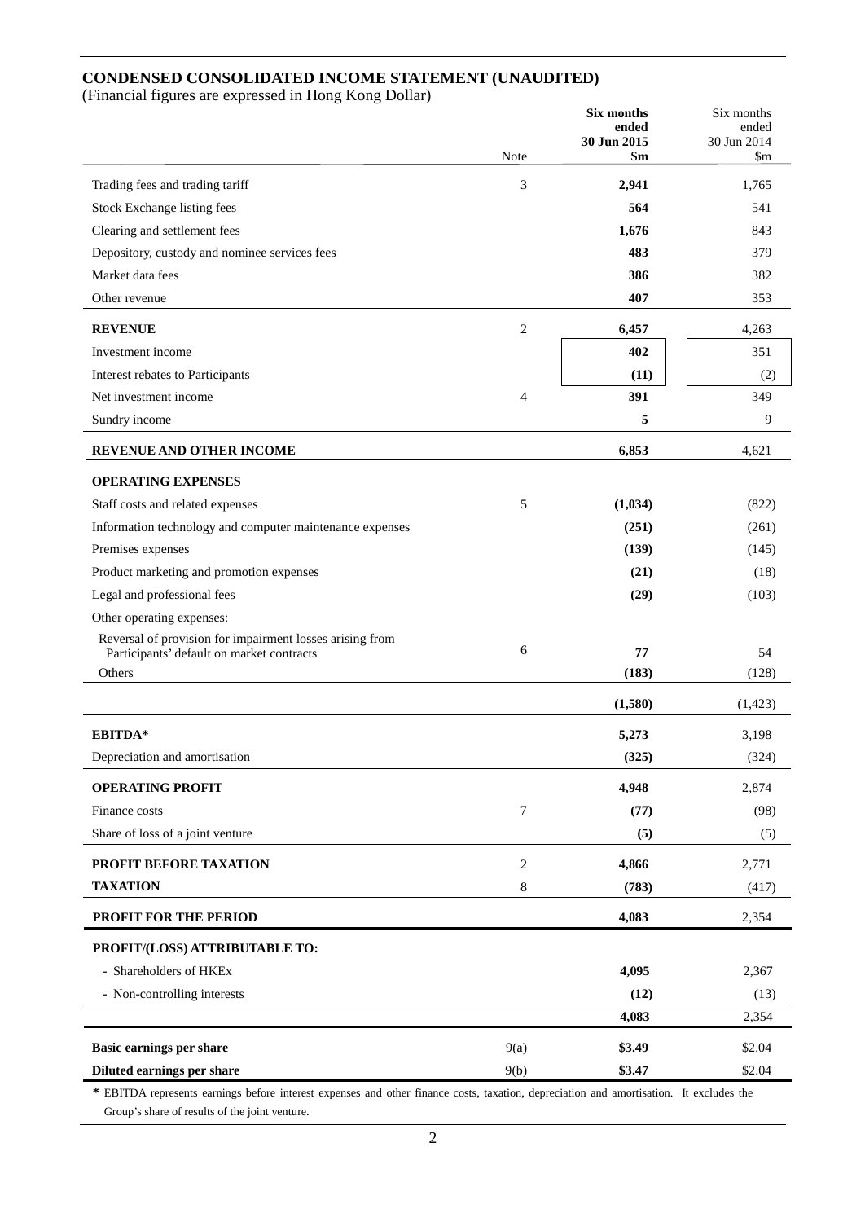## CONDENSED CONSOLIDATED INCOME STATEMENT (UNAUDITED)

(Financial figures are expressed in Hong Kong Dollar)

| | Note | **Six months ended 30 Jun 2015 $m** | Six months ended 30 Jun 2014 $m |
|---|---|---|---|
| Trading fees and trading tariff | 3 | **2,941** | 1,765 |
| Stock Exchange listing fees | | **564** | 541 |
| Clearing and settlement fees | | **1,676** | 843 |
| Depository, custody and nominee services fees | | **483** | 379 |
| Market data fees | | **386** | 382 |
| Other revenue | | **407** | 353 |
| **REVENUE** | 2 | **6,457** | 4,263 |
| Investment income | | **402** | 351 |
| Interest rebates to Participants | | **(11)** | (2) |
| Net investment income | 4 | **391** | 349 |
| Sundry income | | **5** | 9 |
| **REVENUE AND OTHER INCOME** | | **6,853** | 4,621 |
| **OPERATING EXPENSES** | | | |
| Staff costs and related expenses | 5 | **(1,034)** | (822) |
| Information technology and computer maintenance expenses | | **(251)** | (261) |
| Premises expenses | | **(139)** | (145) |
| Product marketing and promotion expenses | | **(21)** | (18) |
| Legal and professional fees | | **(29)** | (103) |
| Other operating expenses: | | | |
| Reversal of provision for impairment losses arising from Participants' default on market contracts | 6 | **77** | 54 |
| Others | | **(183)** | (128) |
| | | **(1,580)** | (1,423) |
| **EBITDA*** | | **5,273** | 3,198 |
| Depreciation and amortisation | | **(325)** | (324) |
| **OPERATING PROFIT** | | **4,948** | 2,874 |
| Finance costs | 7 | **(77)** | (98) |
| Share of loss of a joint venture | | **(5)** | (5) |
| **PROFIT BEFORE TAXATION** | 2 | **4,866** | 2,771 |
| **TAXATION** | 8 | **(783)** | (417) |
| **PROFIT FOR THE PERIOD** | | **4,083** | 2,354 |
| **PROFIT/(LOSS) ATTRIBUTABLE TO:** | | | |
| - Shareholders of HKEx | | **4,095** | 2,367 |
| - Non-controlling interests | | **(12)** | (13) |
| | | **4,083** | 2,354 |
| **Basic earnings per share** | 9(a) | **$3.49** | $2.04 |
| **Diluted earnings per share** | 9(b) | **$3.47** | $2.04 |

\* EBITDA represents earnings before interest expenses and other finance costs, taxation, depreciation and amortisation. It excludes the Group's share of results of the joint venture.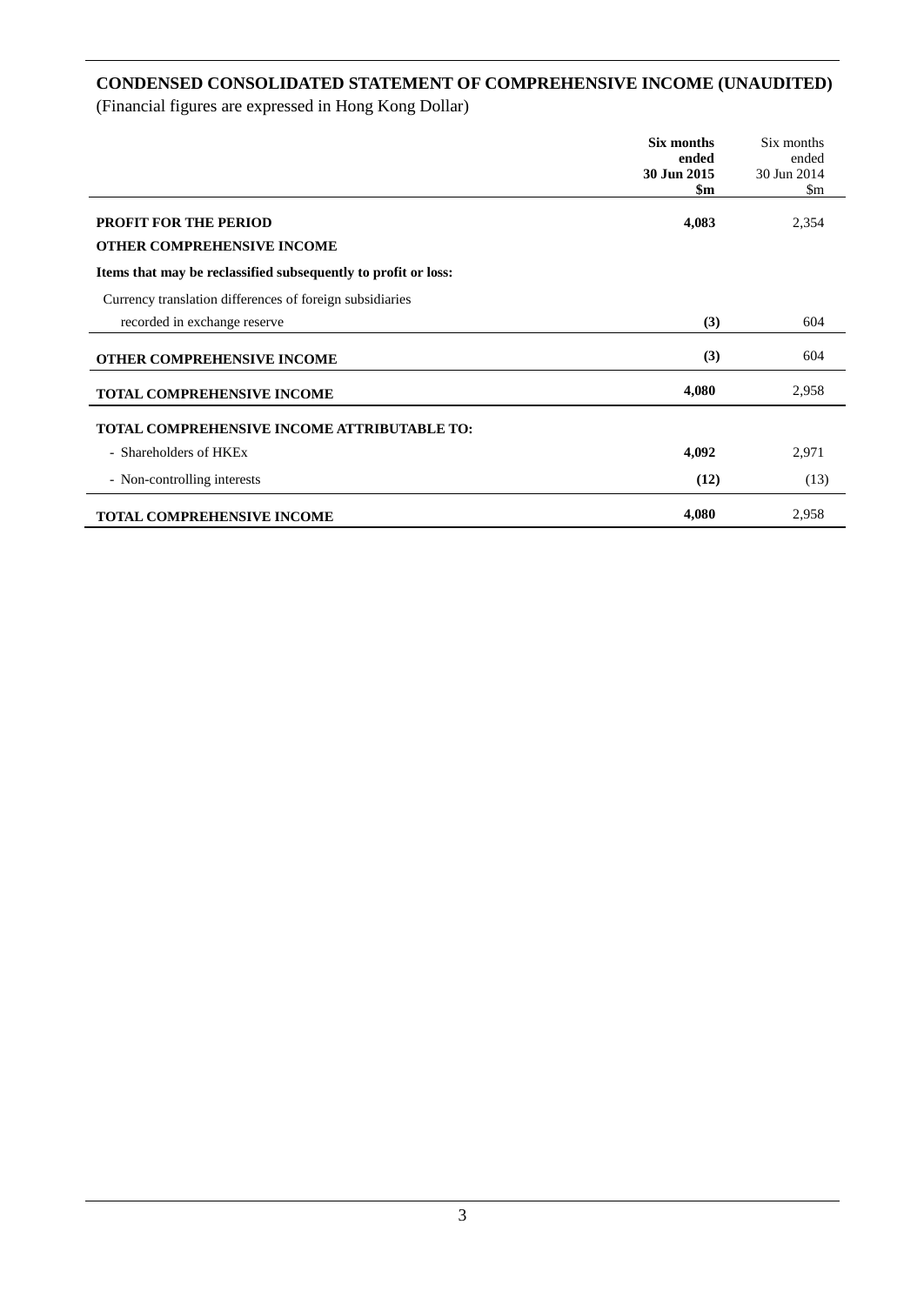## CONDENSED CONSOLIDATED STATEMENT OF COMPREHENSIVE INCOME (UNAUDITED)

(Financial figures are expressed in Hong Kong Dollar)

| | **Six months ended 30 Jun 2015 $m** | Six months ended 30 Jun 2014 $m |
|---|---|---|
| **PROFIT FOR THE PERIOD** | **4,083** | 2,354 |
| **OTHER COMPREHENSIVE INCOME** | | |
| **Items that may be reclassified subsequently to profit or loss:** | | |
| Currency translation differences of foreign subsidiaries recorded in exchange reserve | **(3)** | 604 |
| **OTHER COMPREHENSIVE INCOME** | **(3)** | 604 |
| **TOTAL COMPREHENSIVE INCOME** | **4,080** | 2,958 |
| **TOTAL COMPREHENSIVE INCOME ATTRIBUTABLE TO:** | | |
| - Shareholders of HKEx | **4,092** | 2,971 |
| - Non-controlling interests | **(12)** | (13) |
| **TOTAL COMPREHENSIVE INCOME** | **4,080** | 2,958 |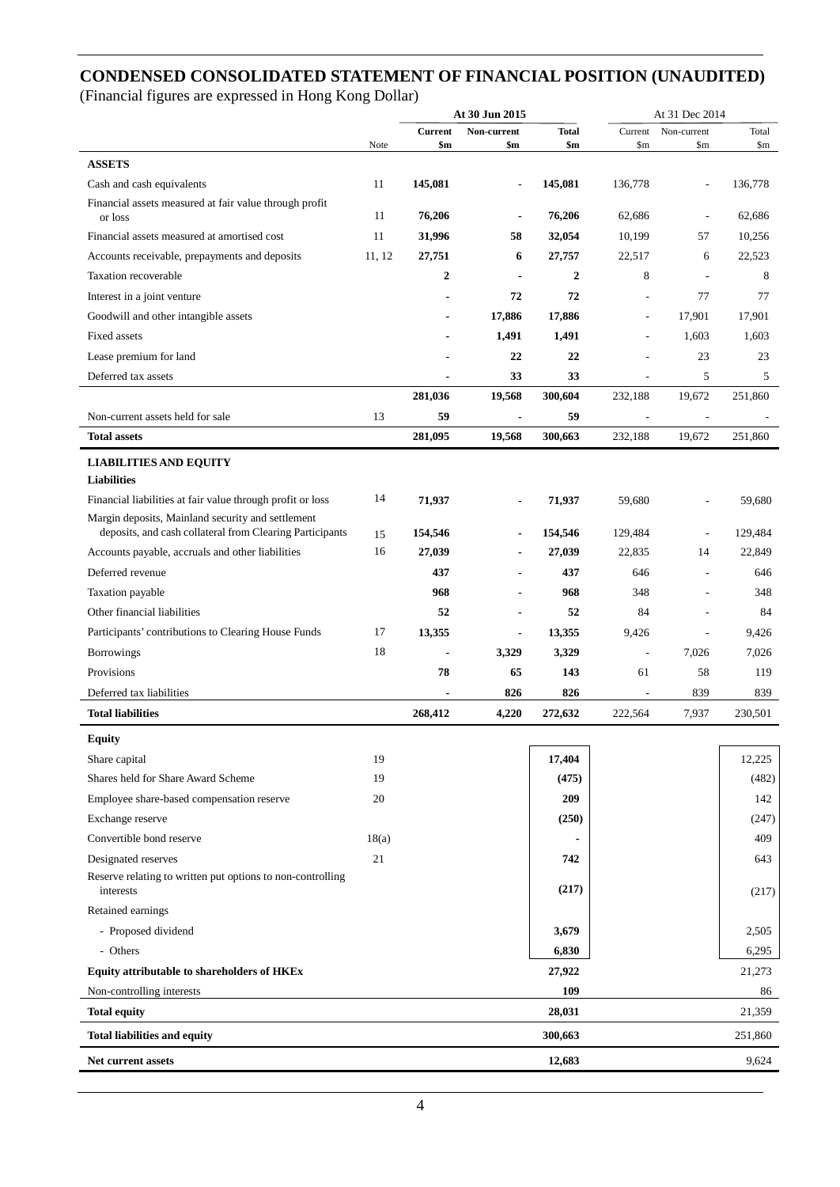# CONDENSED CONSOLIDATED STATEMENT OF FINANCIAL POSITION (UNAUDITED)

(Financial figures are expressed in Hong Kong Dollar)

| | | At 30 Jun 2015 | | | At 31 Dec 2014 | | |
|---|---|---|---|---|---|---|---|
| | Note | **Current $m** | **Non-current $m** | **Total $m** | Current $m | Non-current $m | Total $m |
| **ASSETS** | | | | | | | |
| Cash and cash equivalents | 11 | **145,081** | **-** | **145,081** | 136,778 | - | 136,778 |
| Financial assets measured at fair value through profit or loss | 11 | **76,206** | **-** | **76,206** | 62,686 | - | 62,686 |
| Financial assets measured at amortised cost | 11 | **31,996** | **58** | **32,054** | 10,199 | 57 | 10,256 |
| Accounts receivable, prepayments and deposits | 11, 12 | **27,751** | **6** | **27,757** | 22,517 | 6 | 22,523 |
| Taxation recoverable | | **2** | **-** | **2** | 8 | - | 8 |
| Interest in a joint venture | | **-** | **72** | **72** | - | 77 | 77 |
| Goodwill and other intangible assets | | **-** | **17,886** | **17,886** | - | 17,901 | 17,901 |
| Fixed assets | | **-** | **1,491** | **1,491** | - | 1,603 | 1,603 |
| Lease premium for land | | **-** | **22** | **22** | - | 23 | 23 |
| Deferred tax assets | | **-** | **33** | **33** | - | 5 | 5 |
| | | **281,036** | **19,568** | **300,604** | 232,188 | 19,672 | 251,860 |
| Non-current assets held for sale | 13 | **59** | **-** | **59** | - | - | - |
| **Total assets** | | **281,095** | **19,568** | **300,663** | 232,188 | 19,672 | 251,860 |
| **LIABILITIES AND EQUITY** | | | | | | | |
| **Liabilities** | | | | | | | |
| Financial liabilities at fair value through profit or loss | 14 | **71,937** | **-** | **71,937** | 59,680 | - | 59,680 |
| Margin deposits, Mainland security and settlement deposits, and cash collateral from Clearing Participants | 15 | **154,546** | **-** | **154,546** | 129,484 | - | 129,484 |
| Accounts payable, accruals and other liabilities | 16 | **27,039** | **-** | **27,039** | 22,835 | 14 | 22,849 |
| Deferred revenue | | **437** | **-** | **437** | 646 | - | 646 |
| Taxation payable | | **968** | **-** | **968** | 348 | - | 348 |
| Other financial liabilities | | **52** | **-** | **52** | 84 | - | 84 |
| Participants' contributions to Clearing House Funds | 17 | **13,355** | **-** | **13,355** | 9,426 | - | 9,426 |
| Borrowings | 18 | **-** | **3,329** | **3,329** | - | 7,026 | 7,026 |
| Provisions | | **78** | **65** | **143** | 61 | 58 | 119 |
| Deferred tax liabilities | | **-** | **826** | **826** | - | 839 | 839 |
| **Total liabilities** | | **268,412** | **4,220** | **272,632** | 222,564 | 7,937 | 230,501 |
| **Equity** | | | | | | | |
| Share capital | 19 | | | **17,404** | | | 12,225 |
| Shares held for Share Award Scheme | 19 | | | **(475)** | | | (482) |
| Employee share-based compensation reserve | 20 | | | **209** | | | 142 |
| Exchange reserve | | | | **(250)** | | | (247) |
| Convertible bond reserve | 18(a) | | | **-** | | | 409 |
| Designated reserves | 21 | | | **742** | | | 643 |
| Reserve relating to written put options to non-controlling interests | | | | **(217)** | | | (217) |
| Retained earnings | | | | | | | |
| - Proposed dividend | | | | **3,679** | | | 2,505 |
| - Others | | | | **6,830** | | | 6,295 |
| **Equity attributable to shareholders of HKEx** | | | | **27,922** | | | 21,273 |
| Non-controlling interests | | | | **109** | | | 86 |
| **Total equity** | | | | **28,031** | | | 21,359 |
| **Total liabilities and equity** | | | | **300,663** | | | 251,860 |
| **Net current assets** | | | | **12,683** | | | 9,624 |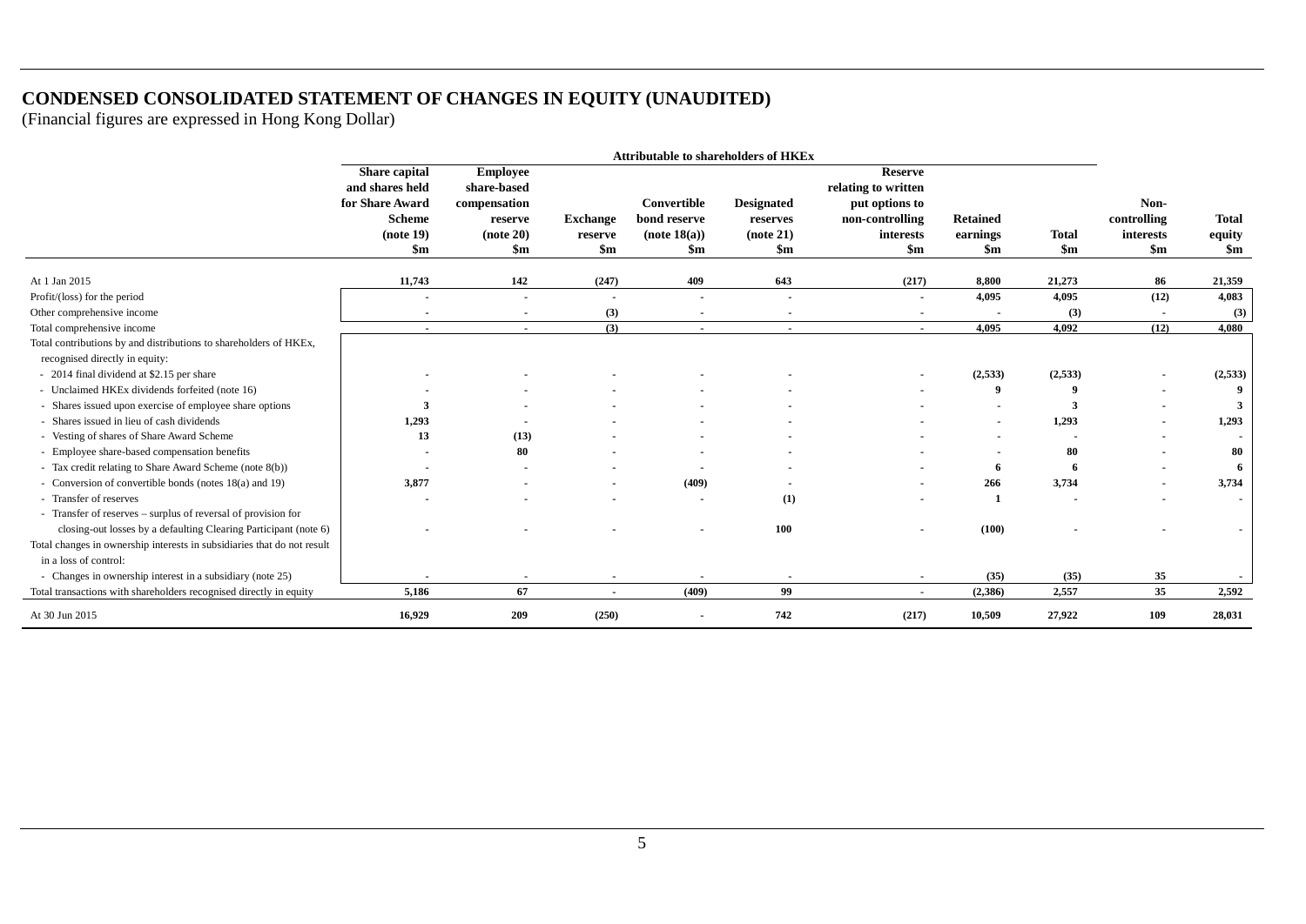# CONDENSED CONSOLIDATED STATEMENT OF CHANGES IN EQUITY (UNAUDITED)

(Financial figures are expressed in Hong Kong Dollar)

| | Attributable to shareholders of HKEx | | | | | | | | | |
|---|---|---|---|---|---|---|---|---|---|---|
| | Share capital and shares held for Share Award Scheme (note 19) $m | Employee share-based compensation reserve (note 20) $m | Exchange reserve $m | Convertible bond reserve (note 18(a)) $m | Designated reserves (note 21) $m | Reserve relating to written put options to non-controlling interests $m | Retained earnings $m | Total $m | Non-controlling interests $m | Total equity $m |
| At 1 Jan 2015 | 11,743 | 142 | (247) | 409 | 643 | (217) | 8,800 | 21,273 | 86 | 21,359 |
| Profit/(loss) for the period | - | - | - | - | - | - | 4,095 | 4,095 | (12) | 4,083 |
| Other comprehensive income | - | - | (3) | - | - | - | - | (3) | - | (3) |
| Total comprehensive income | - | - | (3) | - | - | - | 4,095 | 4,092 | (12) | 4,080 |
| Total contributions by and distributions to shareholders of HKEx, recognised directly in equity: | | | | | | | | | | |
| - 2014 final dividend at $2.15 per share | - | - | - | - | - | - | (2,533) | (2,533) | - | (2,533) |
| - Unclaimed HKEx dividends forfeited (note 16) | - | - | - | - | - | - | 9 | 9 | - | 9 |
| - Shares issued upon exercise of employee share options | 3 | - | - | - | - | - | - | 3 | - | 3 |
| - Shares issued in lieu of cash dividends | 1,293 | - | - | - | - | - | - | 1,293 | - | 1,293 |
| - Vesting of shares of Share Award Scheme | 13 | (13) | - | - | - | - | - | - | - | - |
| - Employee share-based compensation benefits | - | 80 | - | - | - | - | - | 80 | - | 80 |
| - Tax credit relating to Share Award Scheme (note 8(b)) | - | - | - | - | - | - | 6 | 6 | - | 6 |
| - Conversion of convertible bonds (notes 18(a) and 19) | 3,877 | - | - | (409) | - | - | 266 | 3,734 | - | 3,734 |
| - Transfer of reserves | - | - | - | - | (1) | - | 1 | - | - | - |
| - Transfer of reserves – surplus of reversal of provision for closing-out losses by a defaulting Clearing Participant (note 6) | - | - | - | - | 100 | - | (100) | - | - | - |
| Total changes in ownership interests in subsidiaries that do not result in a loss of control: | | | | | | | | | | |
| - Changes in ownership interest in a subsidiary (note 25) | - | - | - | - | - | - | (35) | (35) | 35 | - |
| Total transactions with shareholders recognised directly in equity | 5,186 | 67 | - | (409) | 99 | - | (2,386) | 2,557 | 35 | 2,592 |
| At 30 Jun 2015 | 16,929 | 209 | (250) | - | 742 | (217) | 10,509 | 27,922 | 109 | 28,031 |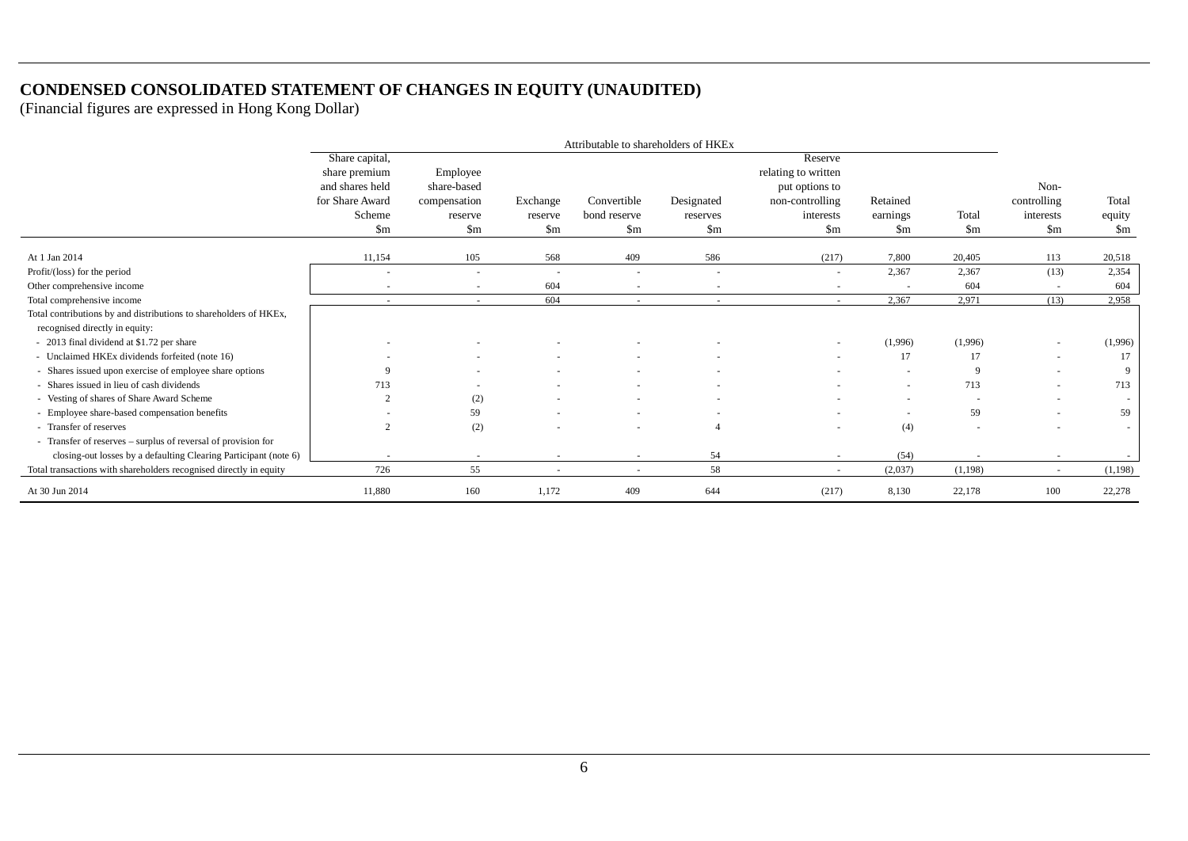## CONDENSED CONSOLIDATED STATEMENT OF CHANGES IN EQUITY (UNAUDITED)

(Financial figures are expressed in Hong Kong Dollar)

| | Attributable to shareholders of HKEx | | | | | | | | | |
|---|---|---|---|---|---|---|---|---|---|---|
| | Share capital, share premium and shares held for Share Award Scheme $m | Employee share-based compensation reserve $m | Exchange reserve $m | Convertible bond reserve $m | Designated reserves $m | Reserve relating to written put options to non-controlling interests $m | Retained earnings $m | Total $m | Non-controlling interests $m | Total equity $m |
| At 1 Jan 2014 | 11,154 | 105 | 568 | 409 | 586 | (217) | 7,800 | 20,405 | 113 | 20,518 |
| Profit/(loss) for the period | - | - | - | - | - | - | 2,367 | 2,367 | (13) | 2,354 |
| Other comprehensive income | - | - | 604 | - | - | - | - | 604 | - | 604 |
| Total comprehensive income | - | - | 604 | - | - | - | 2,367 | 2,971 | (13) | 2,958 |
| Total contributions by and distributions to shareholders of HKEx, recognised directly in equity: | | | | | | | | | | |
| - 2013 final dividend at $1.72 per share | - | - | - | - | - | - | (1,996) | (1,996) | - | (1,996) |
| - Unclaimed HKEx dividends forfeited (note 16) | - | - | - | - | - | - | 17 | 17 | - | 17 |
| - Shares issued upon exercise of employee share options | 9 | - | - | - | - | - | - | 9 | - | 9 |
| - Shares issued in lieu of cash dividends | 713 | - | - | - | - | - | - | 713 | - | 713 |
| - Vesting of shares of Share Award Scheme | 2 | (2) | - | - | - | - | - | - | - | - |
| - Employee share-based compensation benefits | - | 59 | - | - | - | - | - | 59 | - | 59 |
| - Transfer of reserves | 2 | (2) | - | - | 4 | - | (4) | - | - | - |
| - Transfer of reserves – surplus of reversal of provision for closing-out losses by a defaulting Clearing Participant (note 6) | - | - | - | - | 54 | - | (54) | - | - | - |
| Total transactions with shareholders recognised directly in equity | 726 | 55 | - | - | 58 | - | (2,037) | (1,198) | - | (1,198) |
| At 30 Jun 2014 | 11,880 | 160 | 1,172 | 409 | 644 | (217) | 8,130 | 22,178 | 100 | 22,278 |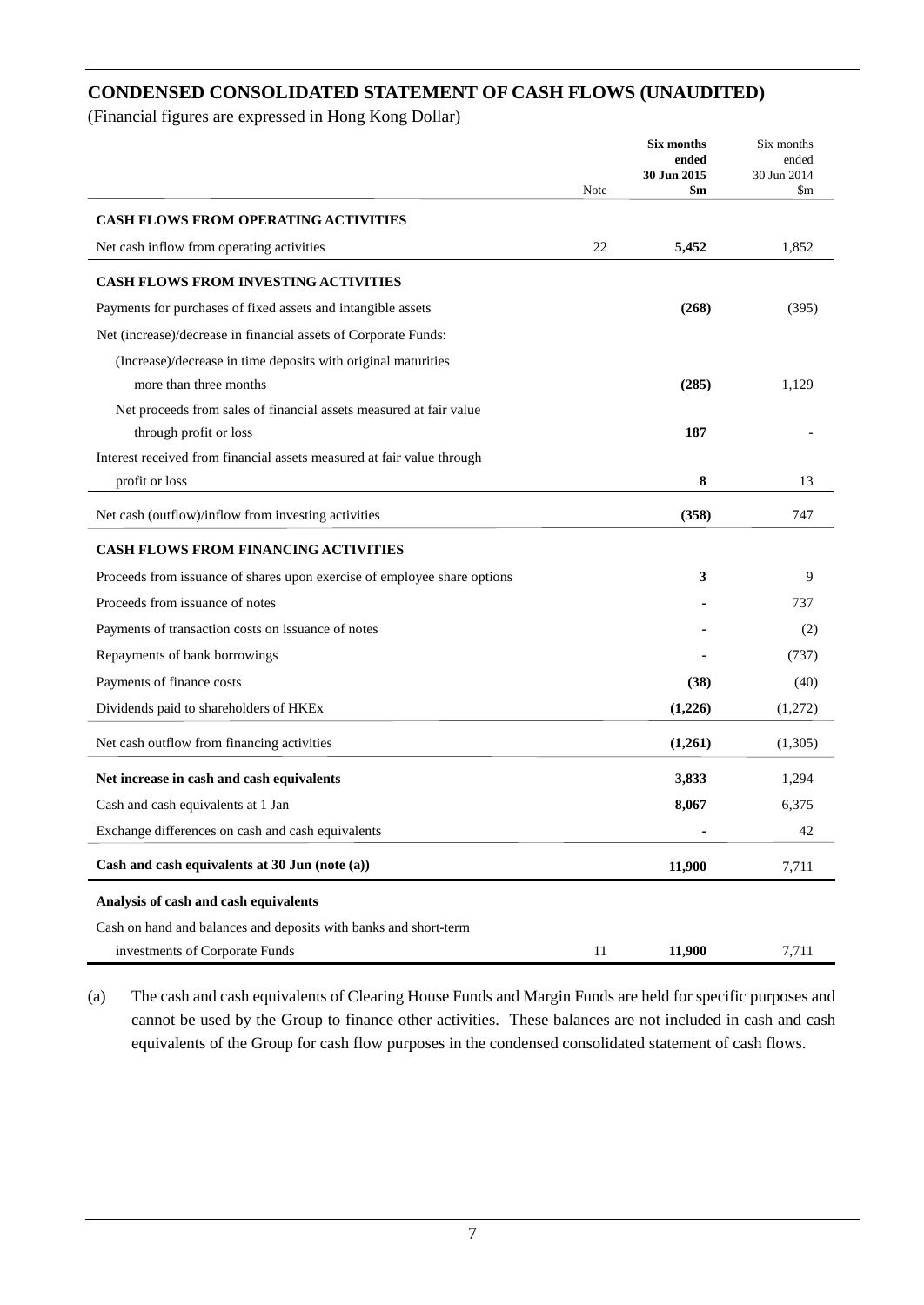## CONDENSED CONSOLIDATED STATEMENT OF CASH FLOWS (UNAUDITED)

(Financial figures are expressed in Hong Kong Dollar)

| | Note | **Six months ended 30 Jun 2015 $m** | Six months ended 30 Jun 2014 $m |
|---|---|---|---|
| **CASH FLOWS FROM OPERATING ACTIVITIES** | | | |
| Net cash inflow from operating activities | 22 | **5,452** | 1,852 |
| **CASH FLOWS FROM INVESTING ACTIVITIES** | | | |
| Payments for purchases of fixed assets and intangible assets | | **(268)** | (395) |
| Net (increase)/decrease in financial assets of Corporate Funds: | | | |
| (Increase)/decrease in time deposits with original maturities more than three months | | **(285)** | 1,129 |
| Net proceeds from sales of financial assets measured at fair value through profit or loss | | **187** | - |
| Interest received from financial assets measured at fair value through profit or loss | | **8** | 13 |
| Net cash (outflow)/inflow from investing activities | | **(358)** | 747 |
| **CASH FLOWS FROM FINANCING ACTIVITIES** | | | |
| Proceeds from issuance of shares upon exercise of employee share options | | **3** | 9 |
| Proceeds from issuance of notes | | **-** | 737 |
| Payments of transaction costs on issuance of notes | | **-** | (2) |
| Repayments of bank borrowings | | **-** | (737) |
| Payments of finance costs | | **(38)** | (40) |
| Dividends paid to shareholders of HKEx | | **(1,226)** | (1,272) |
| Net cash outflow from financing activities | | **(1,261)** | (1,305) |
| **Net increase in cash and cash equivalents** | | **3,833** | 1,294 |
| Cash and cash equivalents at 1 Jan | | **8,067** | 6,375 |
| Exchange differences on cash and cash equivalents | | **-** | 42 |
| **Cash and cash equivalents at 30 Jun (note (a))** | | **11,900** | 7,711 |
| **Analysis of cash and cash equivalents** | | | |
| Cash on hand and balances and deposits with banks and short-term investments of Corporate Funds | 11 | **11,900** | 7,711 |

(a) The cash and cash equivalents of Clearing House Funds and Margin Funds are held for specific purposes and cannot be used by the Group to finance other activities. These balances are not included in cash and cash equivalents of the Group for cash flow purposes in the condensed consolidated statement of cash flows.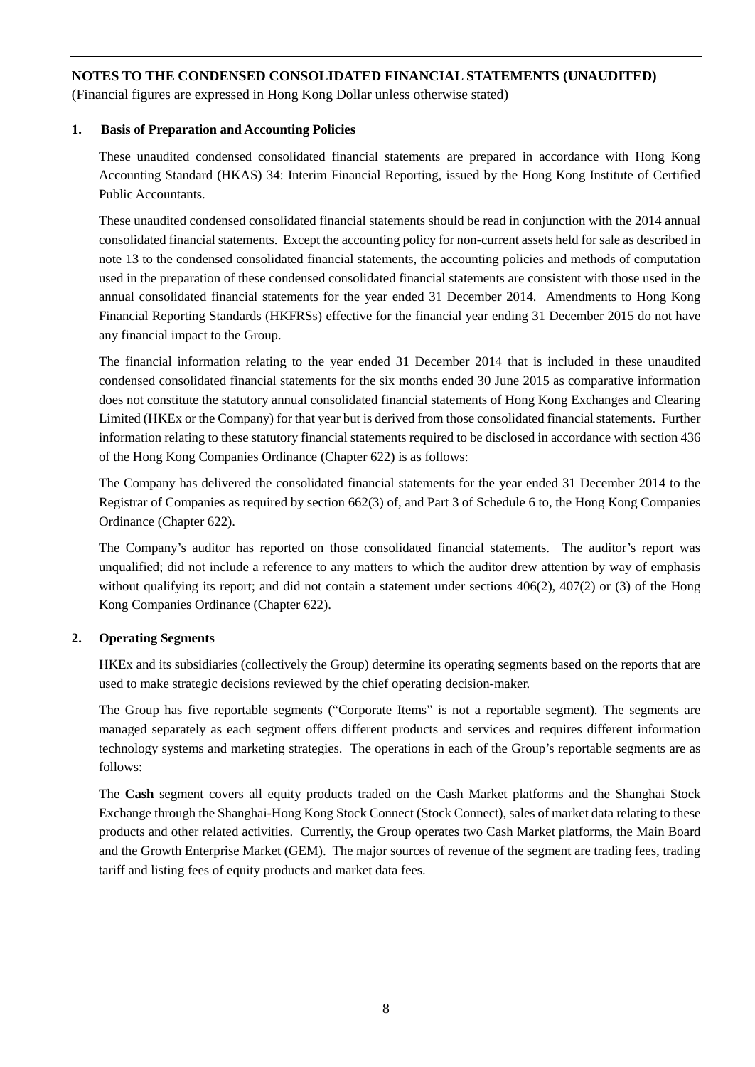## NOTES TO THE CONDENSED CONSOLIDATED FINANCIAL STATEMENTS (UNAUDITED)

(Financial figures are expressed in Hong Kong Dollar unless otherwise stated)

### 1. Basis of Preparation and Accounting Policies

These unaudited condensed consolidated financial statements are prepared in accordance with Hong Kong Accounting Standard (HKAS) 34: Interim Financial Reporting, issued by the Hong Kong Institute of Certified Public Accountants.

These unaudited condensed consolidated financial statements should be read in conjunction with the 2014 annual consolidated financial statements. Except the accounting policy for non-current assets held for sale as described in note 13 to the condensed consolidated financial statements, the accounting policies and methods of computation used in the preparation of these condensed consolidated financial statements are consistent with those used in the annual consolidated financial statements for the year ended 31 December 2014. Amendments to Hong Kong Financial Reporting Standards (HKFRSs) effective for the financial year ending 31 December 2015 do not have any financial impact to the Group.

The financial information relating to the year ended 31 December 2014 that is included in these unaudited condensed consolidated financial statements for the six months ended 30 June 2015 as comparative information does not constitute the statutory annual consolidated financial statements of Hong Kong Exchanges and Clearing Limited (HKEx or the Company) for that year but is derived from those consolidated financial statements. Further information relating to these statutory financial statements required to be disclosed in accordance with section 436 of the Hong Kong Companies Ordinance (Chapter 622) is as follows:

The Company has delivered the consolidated financial statements for the year ended 31 December 2014 to the Registrar of Companies as required by section 662(3) of, and Part 3 of Schedule 6 to, the Hong Kong Companies Ordinance (Chapter 622).

The Company's auditor has reported on those consolidated financial statements. The auditor's report was unqualified; did not include a reference to any matters to which the auditor drew attention by way of emphasis without qualifying its report; and did not contain a statement under sections 406(2), 407(2) or (3) of the Hong Kong Companies Ordinance (Chapter 622).

### 2. Operating Segments

HKEx and its subsidiaries (collectively the Group) determine its operating segments based on the reports that are used to make strategic decisions reviewed by the chief operating decision-maker.

The Group has five reportable segments ("Corporate Items" is not a reportable segment). The segments are managed separately as each segment offers different products and services and requires different information technology systems and marketing strategies. The operations in each of the Group's reportable segments are as follows:

The **Cash** segment covers all equity products traded on the Cash Market platforms and the Shanghai Stock Exchange through the Shanghai-Hong Kong Stock Connect (Stock Connect), sales of market data relating to these products and other related activities. Currently, the Group operates two Cash Market platforms, the Main Board and the Growth Enterprise Market (GEM). The major sources of revenue of the segment are trading fees, trading tariff and listing fees of equity products and market data fees.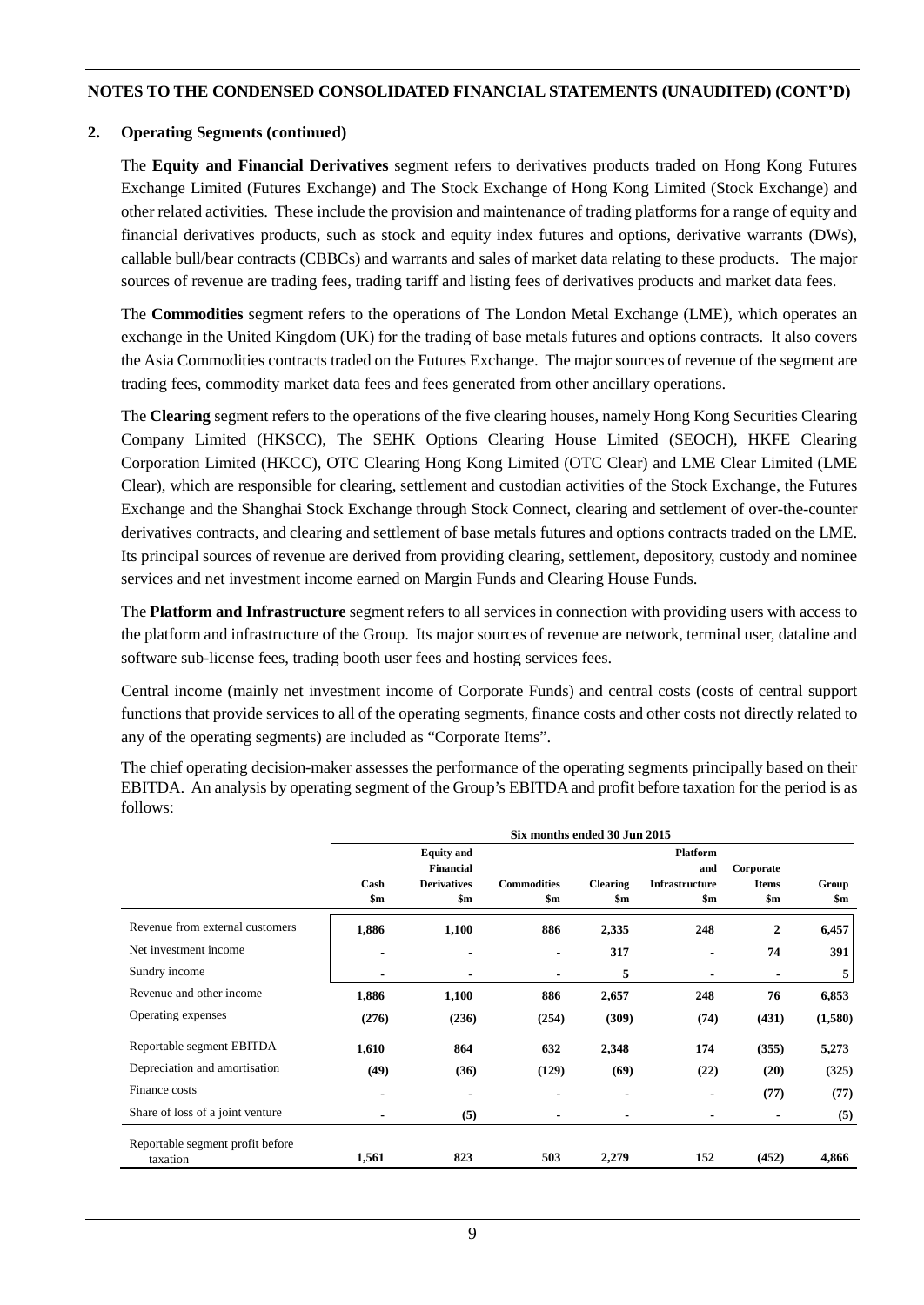**NOTES TO THE CONDENSED CONSOLIDATED FINANCIAL STATEMENTS (UNAUDITED) (CONT'D)**

**2. Operating Segments (continued)**

The **Equity and Financial Derivatives** segment refers to derivatives products traded on Hong Kong Futures Exchange Limited (Futures Exchange) and The Stock Exchange of Hong Kong Limited (Stock Exchange) and other related activities. These include the provision and maintenance of trading platforms for a range of equity and financial derivatives products, such as stock and equity index futures and options, derivative warrants (DWs), callable bull/bear contracts (CBBCs) and warrants and sales of market data relating to these products. The major sources of revenue are trading fees, trading tariff and listing fees of derivatives products and market data fees.

The **Commodities** segment refers to the operations of The London Metal Exchange (LME), which operates an exchange in the United Kingdom (UK) for the trading of base metals futures and options contracts. It also covers the Asia Commodities contracts traded on the Futures Exchange. The major sources of revenue of the segment are trading fees, commodity market data fees and fees generated from other ancillary operations.

The **Clearing** segment refers to the operations of the five clearing houses, namely Hong Kong Securities Clearing Company Limited (HKSCC), The SEHK Options Clearing House Limited (SEOCH), HKFE Clearing Corporation Limited (HKCC), OTC Clearing Hong Kong Limited (OTC Clear) and LME Clear Limited (LME Clear), which are responsible for clearing, settlement and custodian activities of the Stock Exchange, the Futures Exchange and the Shanghai Stock Exchange through Stock Connect, clearing and settlement of over-the-counter derivatives contracts, and clearing and settlement of base metals futures and options contracts traded on the LME. Its principal sources of revenue are derived from providing clearing, settlement, depository, custody and nominee services and net investment income earned on Margin Funds and Clearing House Funds.

The **Platform and Infrastructure** segment refers to all services in connection with providing users with access to the platform and infrastructure of the Group. Its major sources of revenue are network, terminal user, dataline and software sub-license fees, trading booth user fees and hosting services fees.

Central income (mainly net investment income of Corporate Funds) and central costs (costs of central support functions that provide services to all of the operating segments, finance costs and other costs not directly related to any of the operating segments) are included as "Corporate Items".

The chief operating decision-maker assesses the performance of the operating segments principally based on their EBITDA. An analysis by operating segment of the Group's EBITDA and profit before taxation for the period is as follows:

| | Six months ended 30 Jun 2015 | | | | | | |
|---|---|---|---|---|---|---|---|
| | Cash $m | Equity and Financial Derivatives $m | Commodities $m | Clearing $m | Platform and Infrastructure $m | Corporate Items $m | Group $m |
| Revenue from external customers | 1,886 | 1,100 | 886 | 2,335 | 248 | 2 | 6,457 |
| Net investment income | - | - | - | 317 | - | 74 | 391 |
| Sundry income | - | - | - | 5 | - | - | 5 |
| Revenue and other income | 1,886 | 1,100 | 886 | 2,657 | 248 | 76 | 6,853 |
| Operating expenses | (276) | (236) | (254) | (309) | (74) | (431) | (1,580) |
| Reportable segment EBITDA | 1,610 | 864 | 632 | 2,348 | 174 | (355) | 5,273 |
| Depreciation and amortisation | (49) | (36) | (129) | (69) | (22) | (20) | (325) |
| Finance costs | - | - | - | - | - | (77) | (77) |
| Share of loss of a joint venture | - | (5) | - | - | - | - | (5) |
| Reportable segment profit before taxation | 1,561 | 823 | 503 | 2,279 | 152 | (452) | 4,866 |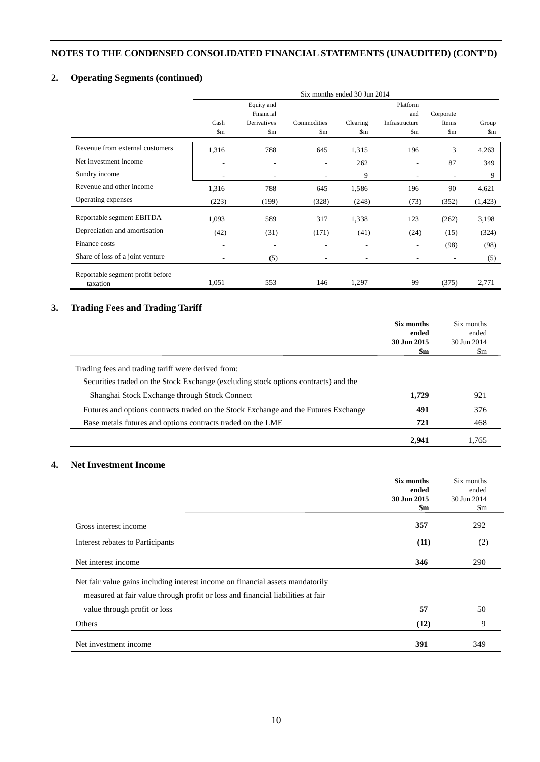NOTES TO THE CONDENSED CONSOLIDATED FINANCIAL STATEMENTS (UNAUDITED) (CONT'D)

## 2. Operating Segments (continued)

| | Six months ended 30 Jun 2014 | | | | | | |
|---|---|---|---|---|---|---|---|
| | Cash<br>$m | Equity and Financial Derivatives<br>$m | Commodities<br>$m | Clearing<br>$m | Platform and Infrastructure<br>$m | Corporate Items<br>$m | Group<br>$m |
| Revenue from external customers | 1,316 | 788 | 645 | 1,315 | 196 | 3 | 4,263 |
| Net investment income | - | - | - | 262 | - | 87 | 349 |
| Sundry income | - | - | - | 9 | - | - | 9 |
| Revenue and other income | 1,316 | 788 | 645 | 1,586 | 196 | 90 | 4,621 |
| Operating expenses | (223) | (199) | (328) | (248) | (73) | (352) | (1,423) |
| Reportable segment EBITDA | 1,093 | 589 | 317 | 1,338 | 123 | (262) | 3,198 |
| Depreciation and amortisation | (42) | (31) | (171) | (41) | (24) | (15) | (324) |
| Finance costs | - | - | - | - | - | (98) | (98) |
| Share of loss of a joint venture | - | (5) | - | - | - | - | (5) |
| Reportable segment profit before taxation | 1,051 | 553 | 146 | 1,297 | 99 | (375) | 2,771 |

## 3. Trading Fees and Trading Tariff

| | **Six months ended 30 Jun 2015**<br>**$m** | Six months ended 30 Jun 2014<br>$m |
|---|---|---|
| Trading fees and trading tariff were derived from: | | |
| Securities traded on the Stock Exchange (excluding stock options contracts) and the Shanghai Stock Exchange through Stock Connect | **1,729** | 921 |
| Futures and options contracts traded on the Stock Exchange and the Futures Exchange | **491** | 376 |
| Base metals futures and options contracts traded on the LME | **721** | 468 |
| | **2,941** | 1,765 |

## 4. Net Investment Income

| | **Six months ended 30 Jun 2015**<br>**$m** | Six months ended 30 Jun 2014<br>$m |
|---|---|---|
| Gross interest income | **357** | 292 |
| Interest rebates to Participants | **(11)** | (2) |
| Net interest income | **346** | 290 |
| Net fair value gains including interest income on financial assets mandatorily measured at fair value through profit or loss and financial liabilities at fair value through profit or loss | **57** | 50 |
| Others | **(12)** | 9 |
| Net investment income | **391** | 349 |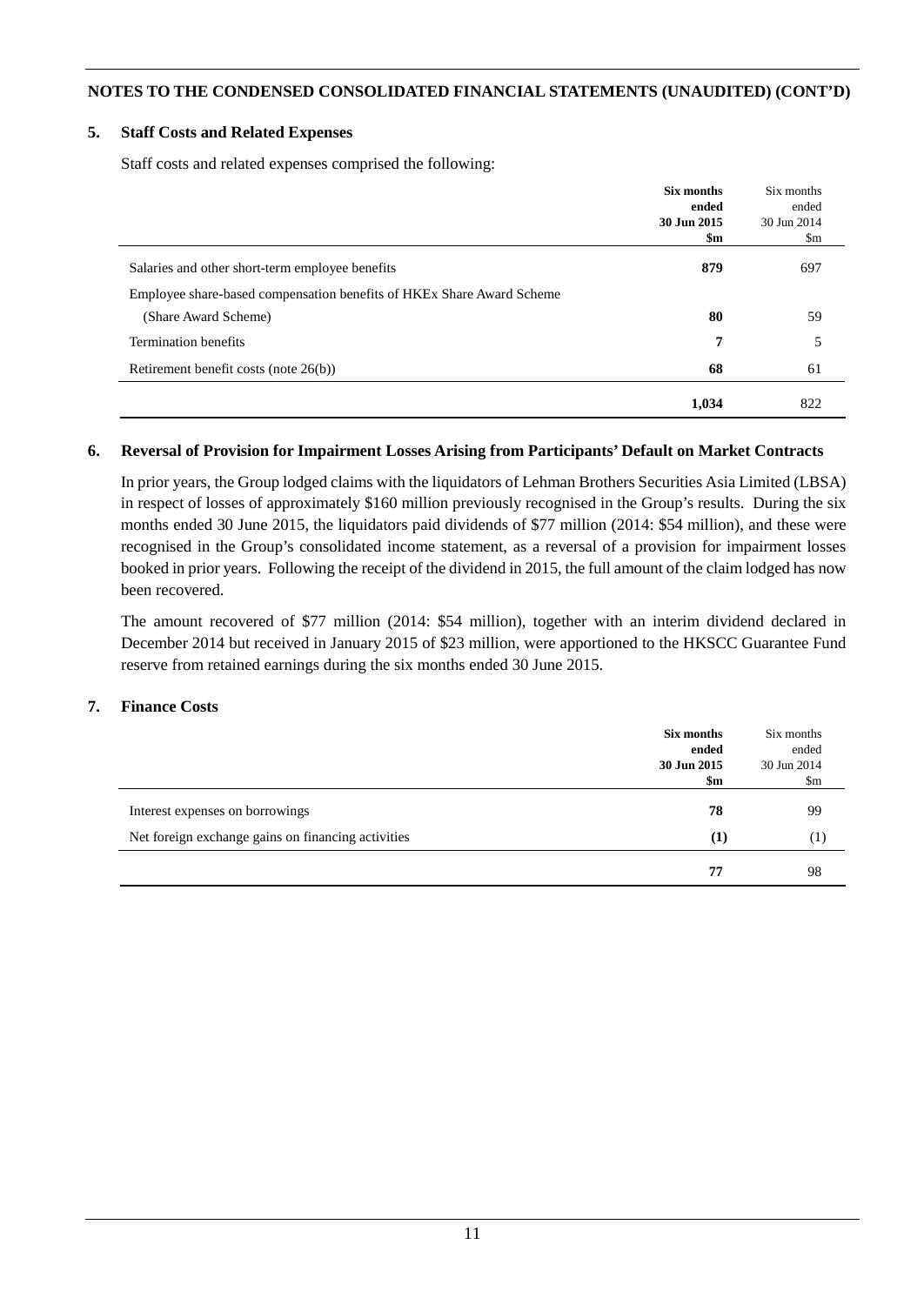## NOTES TO THE CONDENSED CONSOLIDATED FINANCIAL STATEMENTS (UNAUDITED) (CONT'D)

### 5. Staff Costs and Related Expenses

Staff costs and related expenses comprised the following:

| | **Six months ended 30 Jun 2015 $m** | Six months ended 30 Jun 2014 $m |
|---|---|---|
| Salaries and other short-term employee benefits | **879** | 697 |
| Employee share-based compensation benefits of HKEx Share Award Scheme (Share Award Scheme) | **80** | 59 |
| Termination benefits | **7** | 5 |
| Retirement benefit costs (note 26(b)) | **68** | 61 |
| | **1,034** | 822 |

### 6. Reversal of Provision for Impairment Losses Arising from Participants' Default on Market Contracts

In prior years, the Group lodged claims with the liquidators of Lehman Brothers Securities Asia Limited (LBSA) in respect of losses of approximately $160 million previously recognised in the Group's results. During the six months ended 30 June 2015, the liquidators paid dividends of $77 million (2014: $54 million), and these were recognised in the Group's consolidated income statement, as a reversal of a provision for impairment losses booked in prior years. Following the receipt of the dividend in 2015, the full amount of the claim lodged has now been recovered.

The amount recovered of $77 million (2014: $54 million), together with an interim dividend declared in December 2014 but received in January 2015 of $23 million, were apportioned to the HKSCC Guarantee Fund reserve from retained earnings during the six months ended 30 June 2015.

### 7. Finance Costs

| | **Six months ended 30 Jun 2015 $m** | Six months ended 30 Jun 2014 $m |
|---|---|---|
| Interest expenses on borrowings | **78** | 99 |
| Net foreign exchange gains on financing activities | **(1)** | (1) |
| | **77** | 98 |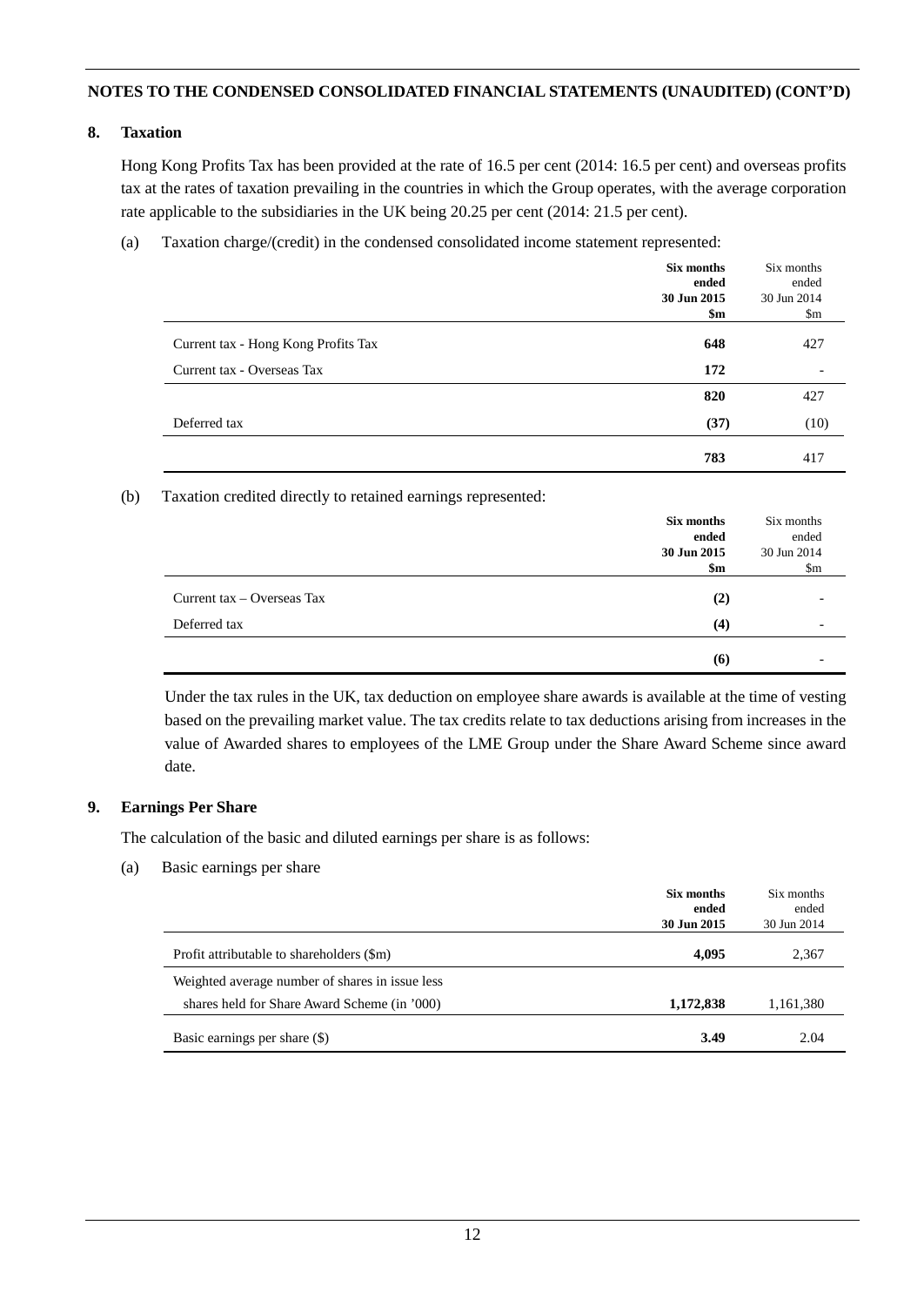## NOTES TO THE CONDENSED CONSOLIDATED FINANCIAL STATEMENTS (UNAUDITED) (CONT'D)

### 8. Taxation

Hong Kong Profits Tax has been provided at the rate of 16.5 per cent (2014: 16.5 per cent) and overseas profits tax at the rates of taxation prevailing in the countries in which the Group operates, with the average corporation rate applicable to the subsidiaries in the UK being 20.25 per cent (2014: 21.5 per cent).

(a) Taxation charge/(credit) in the condensed consolidated income statement represented:

| | **Six months ended 30 Jun 2015 $m** | Six months ended 30 Jun 2014 $m |
|---|---|---|
| Current tax - Hong Kong Profits Tax | **648** | 427 |
| Current tax - Overseas Tax | **172** | - |
| | **820** | 427 |
| Deferred tax | **(37)** | (10) |
| | **783** | 417 |

(b) Taxation credited directly to retained earnings represented:

| | **Six months ended 30 Jun 2015 $m** | Six months ended 30 Jun 2014 $m |
|---|---|---|
| Current tax – Overseas Tax | **(2)** | - |
| Deferred tax | **(4)** | - |
| | **(6)** | - |

Under the tax rules in the UK, tax deduction on employee share awards is available at the time of vesting based on the prevailing market value. The tax credits relate to tax deductions arising from increases in the value of Awarded shares to employees of the LME Group under the Share Award Scheme since award date.

### 9. Earnings Per Share

The calculation of the basic and diluted earnings per share is as follows:

(a) Basic earnings per share

| | **Six months ended 30 Jun 2015** | Six months ended 30 Jun 2014 |
|---|---|---|
| Profit attributable to shareholders ($m) | **4,095** | 2,367 |
| Weighted average number of shares in issue less shares held for Share Award Scheme (in '000) | **1,172,838** | 1,161,380 |
| Basic earnings per share ($) | **3.49** | 2.04 |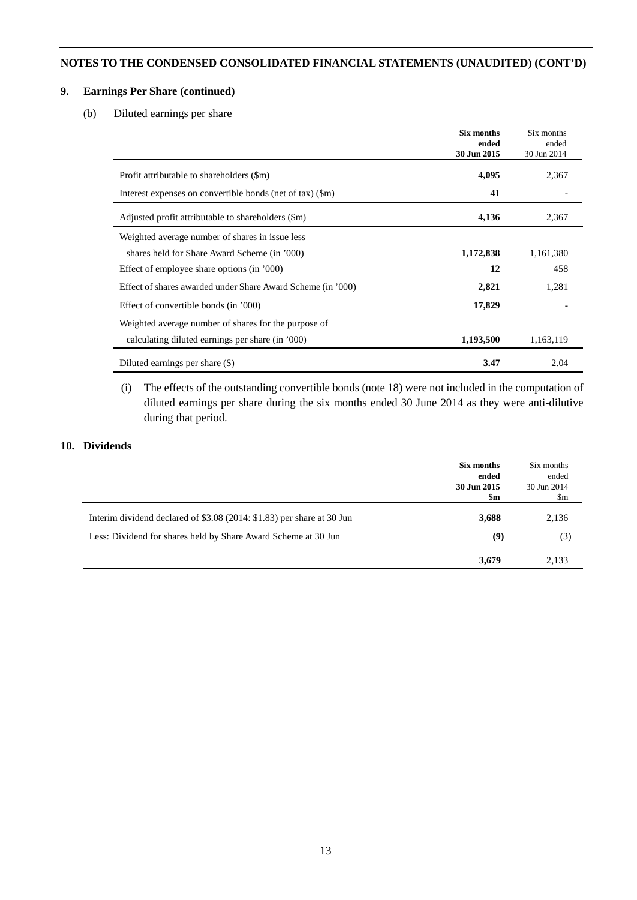**NOTES TO THE CONDENSED CONSOLIDATED FINANCIAL STATEMENTS (UNAUDITED) (CONT'D)**

## 9. Earnings Per Share (continued)

(b) Diluted earnings per share

| | **Six months ended 30 Jun 2015** | Six months ended 30 Jun 2014 |
|---|---|---|
| Profit attributable to shareholders ($m) | **4,095** | 2,367 |
| Interest expenses on convertible bonds (net of tax) ($m) | **41** | - |
| Adjusted profit attributable to shareholders ($m) | **4,136** | 2,367 |
| Weighted average number of shares in issue less shares held for Share Award Scheme (in '000) | **1,172,838** | 1,161,380 |
| Effect of employee share options (in '000) | **12** | 458 |
| Effect of shares awarded under Share Award Scheme (in '000) | **2,821** | 1,281 |
| Effect of convertible bonds (in '000) | **17,829** | - |
| Weighted average number of shares for the purpose of calculating diluted earnings per share (in '000) | **1,193,500** | 1,163,119 |
| Diluted earnings per share ($) | **3.47** | 2.04 |

(i) The effects of the outstanding convertible bonds (note 18) were not included in the computation of diluted earnings per share during the six months ended 30 June 2014 as they were anti-dilutive during that period.

## 10. Dividends

| | **Six months ended 30 Jun 2015 $m** | Six months ended 30 Jun 2014 $m |
|---|---|---|
| Interim dividend declared of $3.08 (2014: $1.83) per share at 30 Jun | **3,688** | 2,136 |
| Less: Dividend for shares held by Share Award Scheme at 30 Jun | **(9)** | (3) |
| | **3,679** | 2,133 |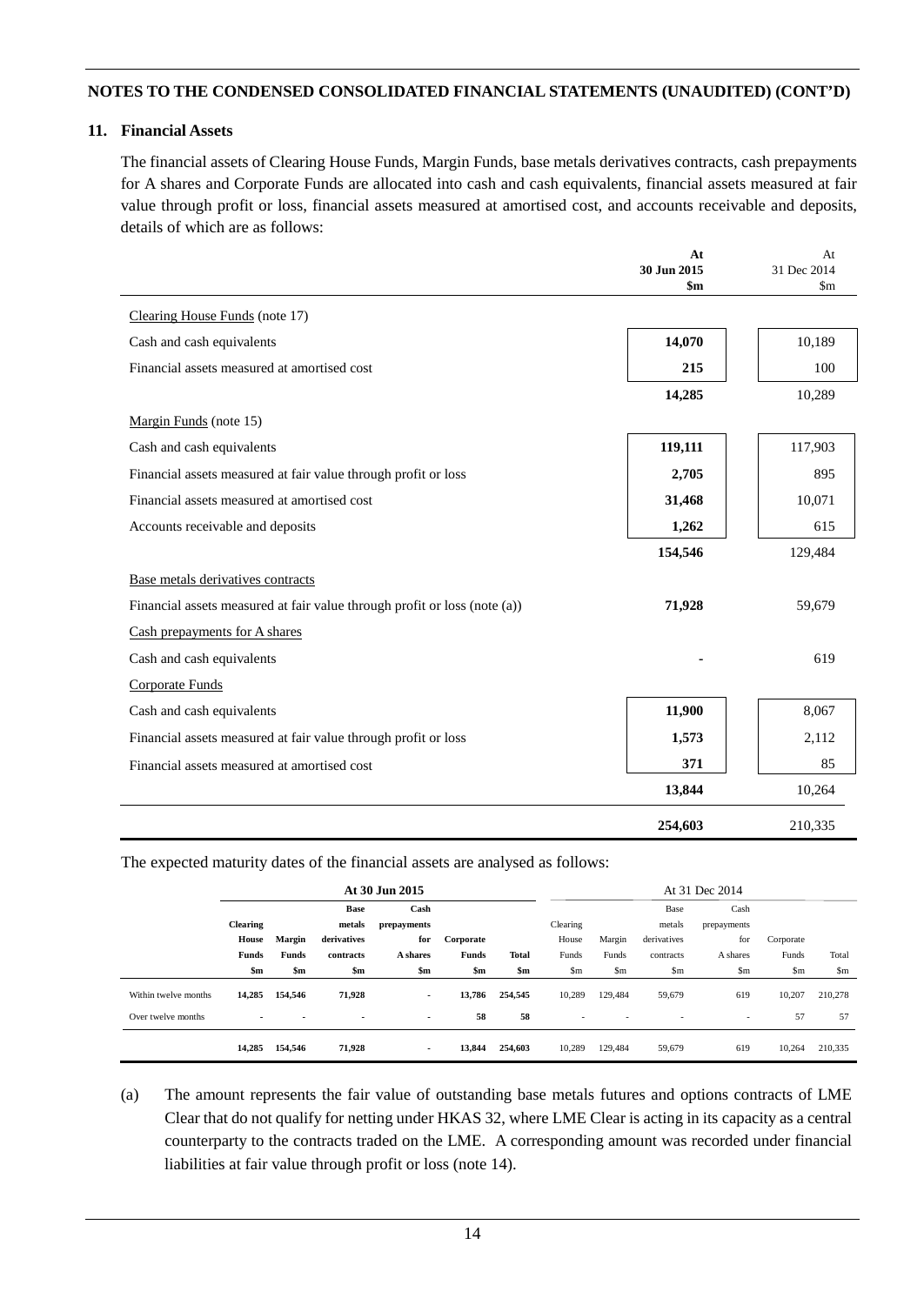## NOTES TO THE CONDENSED CONSOLIDATED FINANCIAL STATEMENTS (UNAUDITED) (CONT'D)

### 11. Financial Assets

The financial assets of Clearing House Funds, Margin Funds, base metals derivatives contracts, cash prepayments for A shares and Corporate Funds are allocated into cash and cash equivalents, financial assets measured at fair value through profit or loss, financial assets measured at amortised cost, and accounts receivable and deposits, details of which are as follows:

| | **At 30 Jun 2015 $m** | At 31 Dec 2014 $m |
|---|---|---|
| Clearing House Funds (note 17) | | |
| Cash and cash equivalents | **14,070** | 10,189 |
| Financial assets measured at amortised cost | **215** | 100 |
| | **14,285** | 10,289 |
| Margin Funds (note 15) | | |
| Cash and cash equivalents | **119,111** | 117,903 |
| Financial assets measured at fair value through profit or loss | **2,705** | 895 |
| Financial assets measured at amortised cost | **31,468** | 10,071 |
| Accounts receivable and deposits | **1,262** | 615 |
| | **154,546** | 129,484 |
| Base metals derivatives contracts | | |
| Financial assets measured at fair value through profit or loss (note (a)) | **71,928** | 59,679 |
| Cash prepayments for A shares | | |
| Cash and cash equivalents | **-** | 619 |
| Corporate Funds | | |
| Cash and cash equivalents | **11,900** | 8,067 |
| Financial assets measured at fair value through profit or loss | **1,573** | 2,112 |
| Financial assets measured at amortised cost | **371** | 85 |
| | **13,844** | 10,264 |
| | **254,603** | 210,335 |

The expected maturity dates of the financial assets are analysed as follows:

| | **At 30 Jun 2015** | | | | | | At 31 Dec 2014 | | | | | |
|---|---|---|---|---|---|---|---|---|---|---|---|---|
| | **Clearing House Funds $m** | **Margin Funds $m** | **Base metals derivatives contracts $m** | **Cash prepayments for A shares $m** | **Corporate Funds $m** | **Total $m** | Clearing House Funds $m | Margin Funds $m | Base metals derivatives contracts $m | Cash prepayments for A shares $m | Corporate Funds $m | Total $m |
| Within twelve months | **14,285** | **154,546** | **71,928** | **-** | **13,786** | **254,545** | 10,289 | 129,484 | 59,679 | 619 | 10,207 | 210,278 |
| Over twelve months | **-** | **-** | **-** | **-** | **58** | **58** | - | - | - | - | 57 | 57 |
| | **14,285** | **154,546** | **71,928** | **-** | **13,844** | **254,603** | 10,289 | 129,484 | 59,679 | 619 | 10,264 | 210,335 |

(a) The amount represents the fair value of outstanding base metals futures and options contracts of LME Clear that do not qualify for netting under HKAS 32, where LME Clear is acting in its capacity as a central counterparty to the contracts traded on the LME. A corresponding amount was recorded under financial liabilities at fair value through profit or loss (note 14).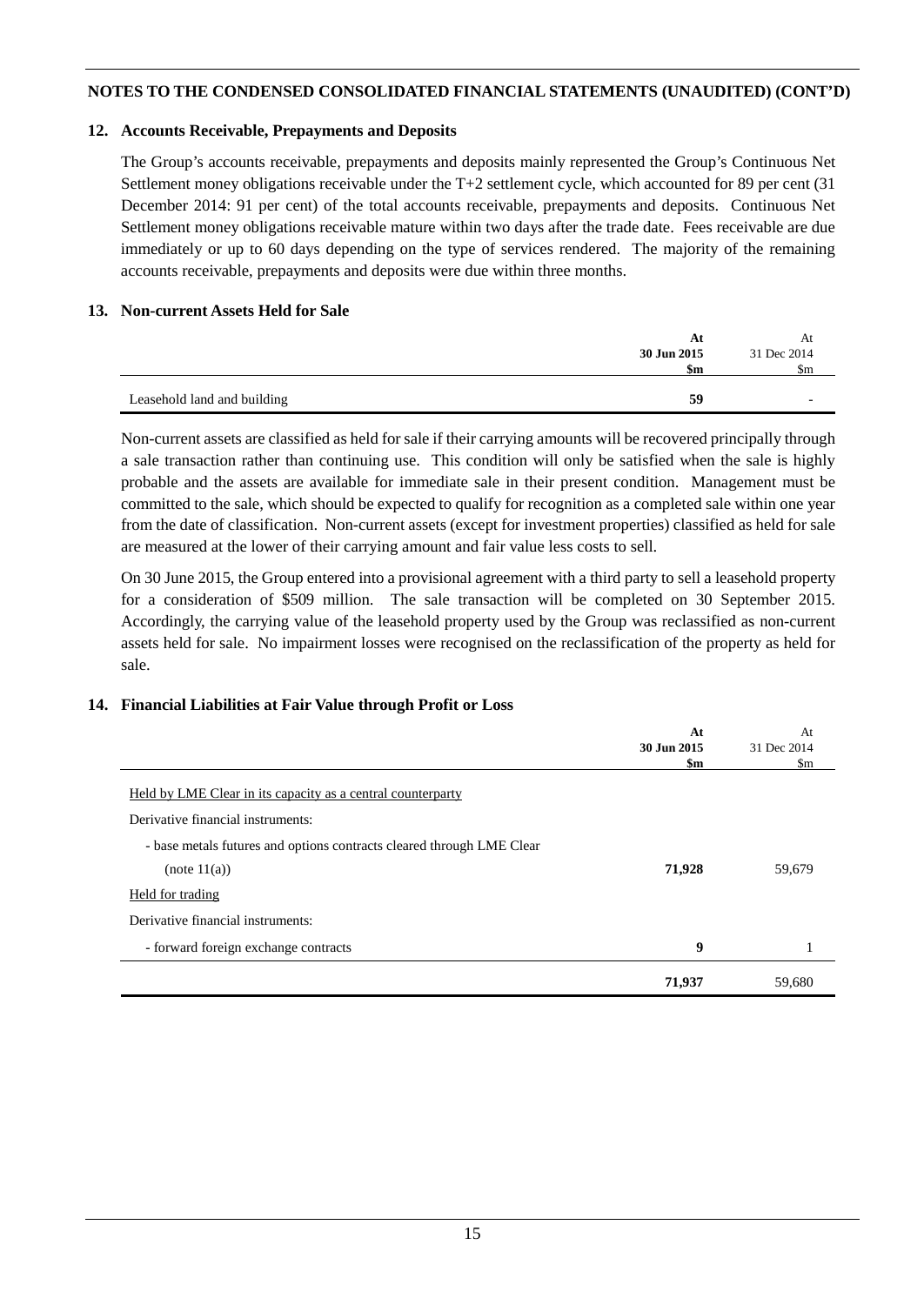## NOTES TO THE CONDENSED CONSOLIDATED FINANCIAL STATEMENTS (UNAUDITED) (CONT'D)

### 12. Accounts Receivable, Prepayments and Deposits

The Group's accounts receivable, prepayments and deposits mainly represented the Group's Continuous Net Settlement money obligations receivable under the T+2 settlement cycle, which accounted for 89 per cent (31 December 2014: 91 per cent) of the total accounts receivable, prepayments and deposits. Continuous Net Settlement money obligations receivable mature within two days after the trade date. Fees receivable are due immediately or up to 60 days depending on the type of services rendered. The majority of the remaining accounts receivable, prepayments and deposits were due within three months.

### 13. Non-current Assets Held for Sale

| | **At 30 Jun 2015 $m** | At 31 Dec 2014 $m |
|---|---|---|
| Leasehold land and building | **59** | - |

Non-current assets are classified as held for sale if their carrying amounts will be recovered principally through a sale transaction rather than continuing use. This condition will only be satisfied when the sale is highly probable and the assets are available for immediate sale in their present condition. Management must be committed to the sale, which should be expected to qualify for recognition as a completed sale within one year from the date of classification. Non-current assets (except for investment properties) classified as held for sale are measured at the lower of their carrying amount and fair value less costs to sell.

On 30 June 2015, the Group entered into a provisional agreement with a third party to sell a leasehold property for a consideration of $509 million. The sale transaction will be completed on 30 September 2015. Accordingly, the carrying value of the leasehold property used by the Group was reclassified as non-current assets held for sale. No impairment losses were recognised on the reclassification of the property as held for sale.

### 14. Financial Liabilities at Fair Value through Profit or Loss

| | **At 30 Jun 2015 $m** | At 31 Dec 2014 $m |
|---|---|---|
| Held by LME Clear in its capacity as a central counterparty | | |
| Derivative financial instruments: | | |
| - base metals futures and options contracts cleared through LME Clear (note 11(a)) | **71,928** | 59,679 |
| Held for trading | | |
| Derivative financial instruments: | | |
| - forward foreign exchange contracts | **9** | 1 |
| | **71,937** | 59,680 |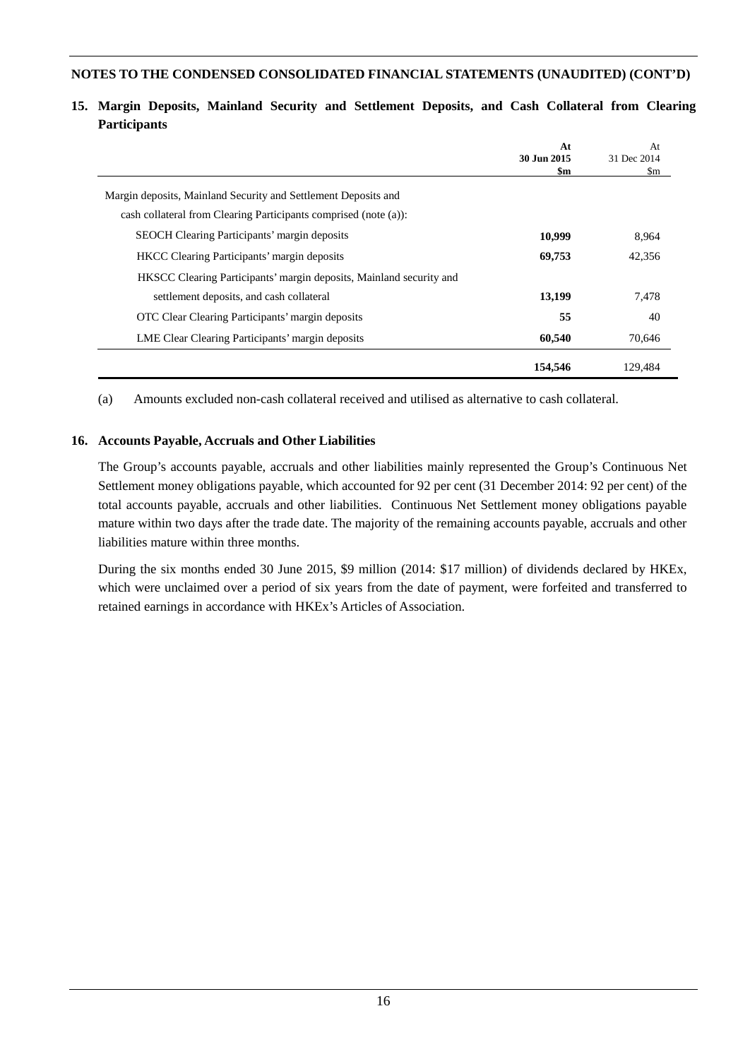**NOTES TO THE CONDENSED CONSOLIDATED FINANCIAL STATEMENTS (UNAUDITED) (CONT'D)**

## 15. Margin Deposits, Mainland Security and Settlement Deposits, and Cash Collateral from Clearing Participants

| | **At 30 Jun 2015 $m** | At 31 Dec 2014 $m |
|---|---|---|
| Margin deposits, Mainland Security and Settlement Deposits and cash collateral from Clearing Participants comprised (note (a)): | | |
| SEOCH Clearing Participants' margin deposits | **10,999** | 8,964 |
| HKCC Clearing Participants' margin deposits | **69,753** | 42,356 |
| HKSCC Clearing Participants' margin deposits, Mainland security and settlement deposits, and cash collateral | **13,199** | 7,478 |
| OTC Clear Clearing Participants' margin deposits | **55** | 40 |
| LME Clear Clearing Participants' margin deposits | **60,540** | 70,646 |
| | **154,546** | 129,484 |

(a) Amounts excluded non-cash collateral received and utilised as alternative to cash collateral.

## 16. Accounts Payable, Accruals and Other Liabilities

The Group's accounts payable, accruals and other liabilities mainly represented the Group's Continuous Net Settlement money obligations payable, which accounted for 92 per cent (31 December 2014: 92 per cent) of the total accounts payable, accruals and other liabilities. Continuous Net Settlement money obligations payable mature within two days after the trade date. The majority of the remaining accounts payable, accruals and other liabilities mature within three months.

During the six months ended 30 June 2015, $9 million (2014: $17 million) of dividends declared by HKEx, which were unclaimed over a period of six years from the date of payment, were forfeited and transferred to retained earnings in accordance with HKEx's Articles of Association.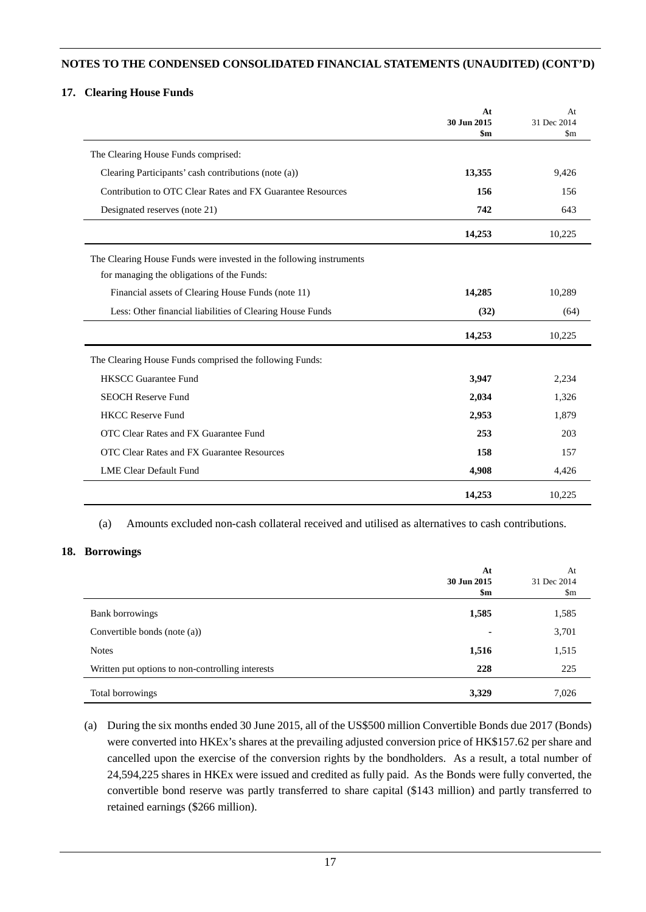**NOTES TO THE CONDENSED CONSOLIDATED FINANCIAL STATEMENTS (UNAUDITED) (CONT'D)**

## 17. Clearing House Funds

| | **At 30 Jun 2015 $m** | At 31 Dec 2014 $m |
|---|---|---|
| The Clearing House Funds comprised: | | |
| Clearing Participants' cash contributions (note (a)) | **13,355** | 9,426 |
| Contribution to OTC Clear Rates and FX Guarantee Resources | **156** | 156 |
| Designated reserves (note 21) | **742** | 643 |
| | **14,253** | 10,225 |
| The Clearing House Funds were invested in the following instruments for managing the obligations of the Funds: | | |
| Financial assets of Clearing House Funds (note 11) | **14,285** | 10,289 |
| Less: Other financial liabilities of Clearing House Funds | **(32)** | (64) |
| | **14,253** | 10,225 |
| The Clearing House Funds comprised the following Funds: | | |
| HKSCC Guarantee Fund | **3,947** | 2,234 |
| SEOCH Reserve Fund | **2,034** | 1,326 |
| HKCC Reserve Fund | **2,953** | 1,879 |
| OTC Clear Rates and FX Guarantee Fund | **253** | 203 |
| OTC Clear Rates and FX Guarantee Resources | **158** | 157 |
| LME Clear Default Fund | **4,908** | 4,426 |
| | **14,253** | 10,225 |

(a) Amounts excluded non-cash collateral received and utilised as alternatives to cash contributions.

## 18. Borrowings

| | **At 30 Jun 2015 $m** | At 31 Dec 2014 $m |
|---|---|---|
| Bank borrowings | **1,585** | 1,585 |
| Convertible bonds (note (a)) | **-** | 3,701 |
| Notes | **1,516** | 1,515 |
| Written put options to non-controlling interests | **228** | 225 |
| Total borrowings | **3,329** | 7,026 |

(a) During the six months ended 30 June 2015, all of the US$500 million Convertible Bonds due 2017 (Bonds) were converted into HKEx's shares at the prevailing adjusted conversion price of HK$157.62 per share and cancelled upon the exercise of the conversion rights by the bondholders. As a result, a total number of 24,594,225 shares in HKEx were issued and credited as fully paid. As the Bonds were fully converted, the convertible bond reserve was partly transferred to share capital ($143 million) and partly transferred to retained earnings ($266 million).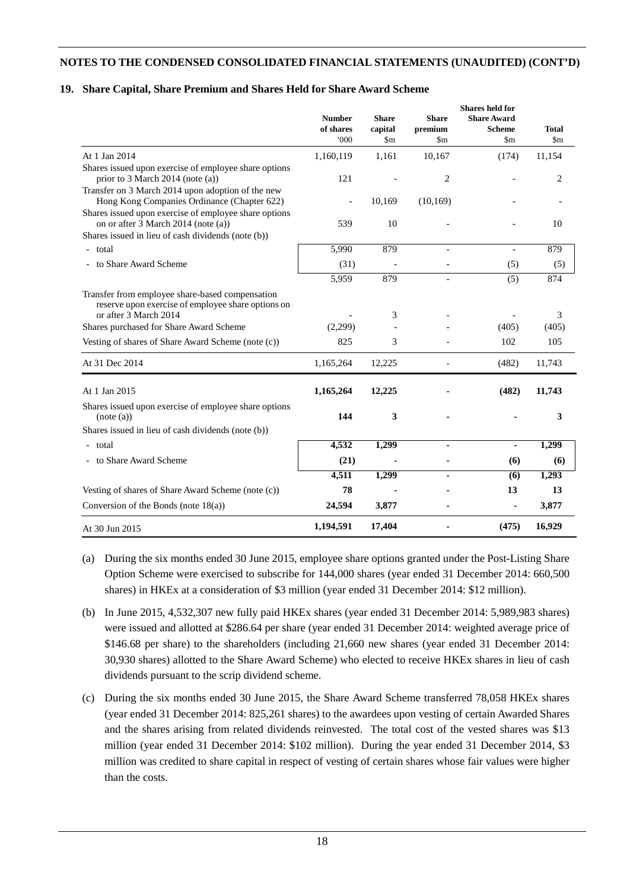## NOTES TO THE CONDENSED CONSOLIDATED FINANCIAL STATEMENTS (UNAUDITED) (CONT'D)

### 19. Share Capital, Share Premium and Shares Held for Share Award Scheme

| | Number of shares '000 | Share capital $m | Share premium $m | Shares held for Share Award Scheme $m | Total $m |
|---|---|---|---|---|---|
| At 1 Jan 2014 | 1,160,119 | 1,161 | 10,167 | (174) | 11,154 |
| Shares issued upon exercise of employee share options prior to 3 March 2014 (note (a)) | 121 | - | 2 | - | 2 |
| Transfer on 3 March 2014 upon adoption of the new Hong Kong Companies Ordinance (Chapter 622) | - | 10,169 | (10,169) | - | - |
| Shares issued upon exercise of employee share options on or after 3 March 2014 (note (a)) | 539 | 10 | - | - | 10 |
| Shares issued in lieu of cash dividends (note (b)) | | | | | |
| - total | 5,990 | 879 | - | - | 879 |
| - to Share Award Scheme | (31) | - | - | (5) | (5) |
| | 5,959 | 879 | - | (5) | 874 |
| Transfer from employee share-based compensation reserve upon exercise of employee share options on or after 3 March 2014 | - | 3 | - | - | 3 |
| Shares purchased for Share Award Scheme | (2,299) | - | - | (405) | (405) |
| Vesting of shares of Share Award Scheme (note (c)) | 825 | 3 | - | 102 | 105 |
| At 31 Dec 2014 | 1,165,264 | 12,225 | - | (482) | 11,743 |
| **At 1 Jan 2015** | **1,165,264** | **12,225** | **-** | **(482)** | **11,743** |
| Shares issued upon exercise of employee share options (note (a)) | **144** | **3** | **-** | **-** | **3** |
| Shares issued in lieu of cash dividends (note (b)) | | | | | |
| - total | **4,532** | **1,299** | **-** | **-** | **1,299** |
| - to Share Award Scheme | **(21)** | **-** | **-** | **(6)** | **(6)** |
| | **4,511** | **1,299** | **-** | **(6)** | **1,293** |
| Vesting of shares of Share Award Scheme (note (c)) | **78** | **-** | **-** | **13** | **13** |
| Conversion of the Bonds (note 18(a)) | **24,594** | **3,877** | **-** | **-** | **3,877** |
| At 30 Jun 2015 | **1,194,591** | **17,404** | **-** | **(475)** | **16,929** |

(a) During the six months ended 30 June 2015, employee share options granted under the Post-Listing Share Option Scheme were exercised to subscribe for 144,000 shares (year ended 31 December 2014: 660,500 shares) in HKEx at a consideration of $3 million (year ended 31 December 2014: $12 million).

(b) In June 2015, 4,532,307 new fully paid HKEx shares (year ended 31 December 2014: 5,989,983 shares) were issued and allotted at $286.64 per share (year ended 31 December 2014: weighted average price of $146.68 per share) to the shareholders (including 21,660 new shares (year ended 31 December 2014: 30,930 shares) allotted to the Share Award Scheme) who elected to receive HKEx shares in lieu of cash dividends pursuant to the scrip dividend scheme.

(c) During the six months ended 30 June 2015, the Share Award Scheme transferred 78,058 HKEx shares (year ended 31 December 2014: 825,261 shares) to the awardees upon vesting of certain Awarded Shares and the shares arising from related dividends reinvested. The total cost of the vested shares was $13 million (year ended 31 December 2014: $102 million). During the year ended 31 December 2014, $3 million was credited to share capital in respect of vesting of certain shares whose fair values were higher than the costs.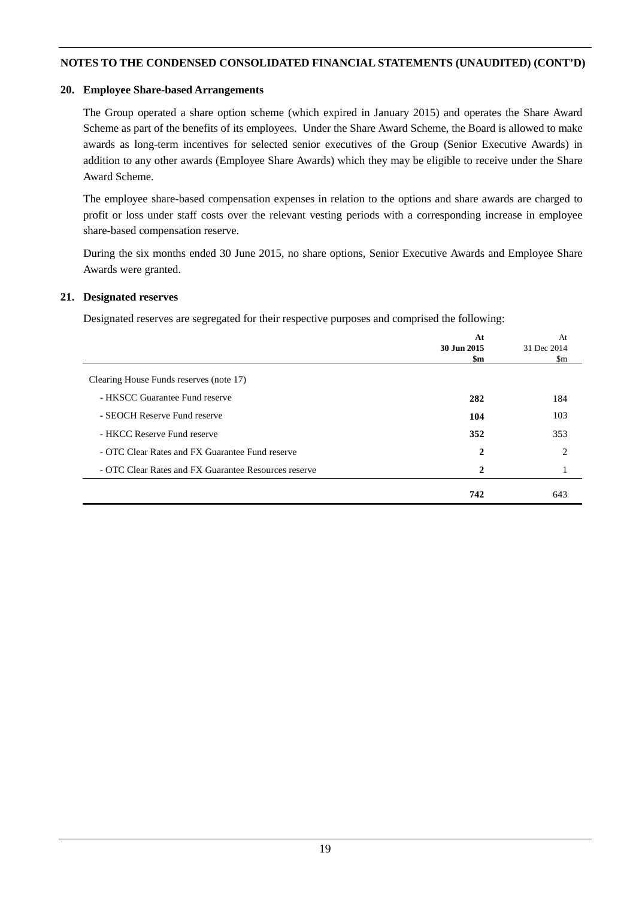## NOTES TO THE CONDENSED CONSOLIDATED FINANCIAL STATEMENTS (UNAUDITED) (CONT'D)

### 20. Employee Share-based Arrangements

The Group operated a share option scheme (which expired in January 2015) and operates the Share Award Scheme as part of the benefits of its employees. Under the Share Award Scheme, the Board is allowed to make awards as long-term incentives for selected senior executives of the Group (Senior Executive Awards) in addition to any other awards (Employee Share Awards) which they may be eligible to receive under the Share Award Scheme.

The employee share-based compensation expenses in relation to the options and share awards are charged to profit or loss under staff costs over the relevant vesting periods with a corresponding increase in employee share-based compensation reserve.

During the six months ended 30 June 2015, no share options, Senior Executive Awards and Employee Share Awards were granted.

### 21. Designated reserves

Designated reserves are segregated for their respective purposes and comprised the following:

| | **At 30 Jun 2015 $m** | At 31 Dec 2014 $m |
|---|---|---|
| Clearing House Funds reserves (note 17) | | |
| - HKSCC Guarantee Fund reserve | **282** | 184 |
| - SEOCH Reserve Fund reserve | **104** | 103 |
| - HKCC Reserve Fund reserve | **352** | 353 |
| - OTC Clear Rates and FX Guarantee Fund reserve | **2** | 2 |
| - OTC Clear Rates and FX Guarantee Resources reserve | **2** | 1 |
| | **742** | 643 |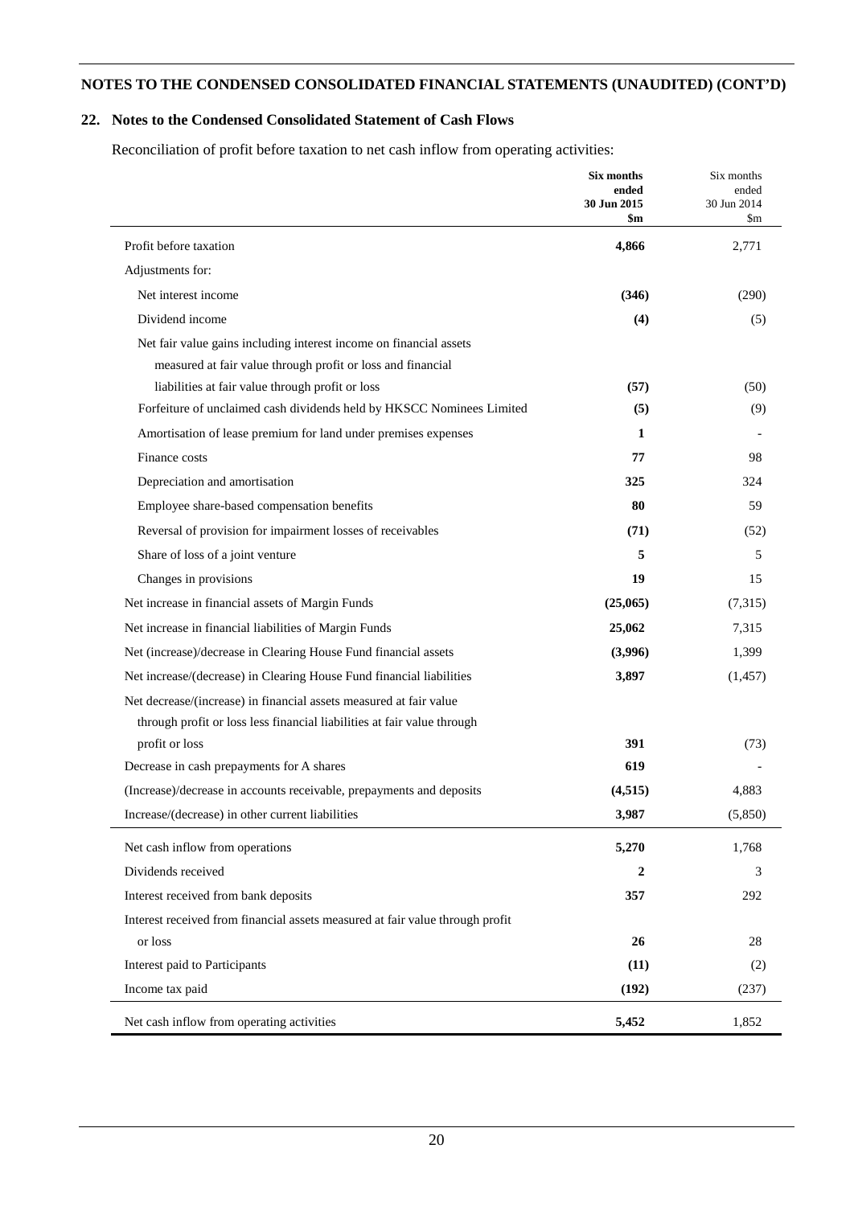## NOTES TO THE CONDENSED CONSOLIDATED FINANCIAL STATEMENTS (UNAUDITED) (CONT'D)

### 22. Notes to the Condensed Consolidated Statement of Cash Flows

Reconciliation of profit before taxation to net cash inflow from operating activities:

| | **Six months ended 30 Jun 2015 $m** | Six months ended 30 Jun 2014 $m |
|---|---|---|
| Profit before taxation | **4,866** | 2,771 |
| Adjustments for: | | |
| Net interest income | **(346)** | (290) |
| Dividend income | **(4)** | (5) |
| Net fair value gains including interest income on financial assets measured at fair value through profit or loss and financial liabilities at fair value through profit or loss | **(57)** | (50) |
| Forfeiture of unclaimed cash dividends held by HKSCC Nominees Limited | **(5)** | (9) |
| Amortisation of lease premium for land under premises expenses | **1** | - |
| Finance costs | **77** | 98 |
| Depreciation and amortisation | **325** | 324 |
| Employee share-based compensation benefits | **80** | 59 |
| Reversal of provision for impairment losses of receivables | **(71)** | (52) |
| Share of loss of a joint venture | **5** | 5 |
| Changes in provisions | **19** | 15 |
| Net increase in financial assets of Margin Funds | **(25,065)** | (7,315) |
| Net increase in financial liabilities of Margin Funds | **25,062** | 7,315 |
| Net (increase)/decrease in Clearing House Fund financial assets | **(3,996)** | 1,399 |
| Net increase/(decrease) in Clearing House Fund financial liabilities | **3,897** | (1,457) |
| Net decrease/(increase) in financial assets measured at fair value through profit or loss less financial liabilities at fair value through profit or loss | **391** | (73) |
| Decrease in cash prepayments for A shares | **619** | - |
| (Increase)/decrease in accounts receivable, prepayments and deposits | **(4,515)** | 4,883 |
| Increase/(decrease) in other current liabilities | **3,987** | (5,850) |
| Net cash inflow from operations | **5,270** | 1,768 |
| Dividends received | **2** | 3 |
| Interest received from bank deposits | **357** | 292 |
| Interest received from financial assets measured at fair value through profit or loss | **26** | 28 |
| Interest paid to Participants | **(11)** | (2) |
| Income tax paid | **(192)** | (237) |
| Net cash inflow from operating activities | **5,452** | 1,852 |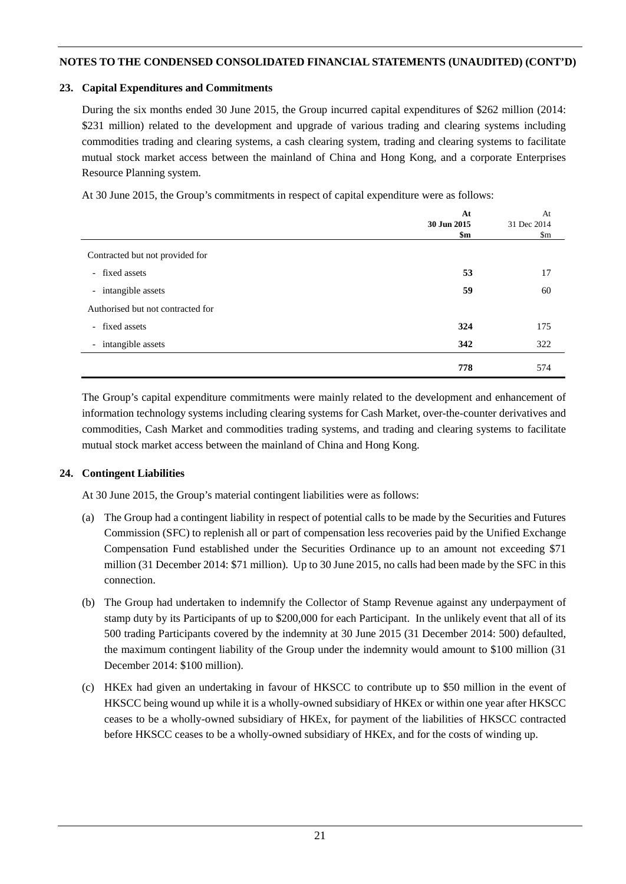**NOTES TO THE CONDENSED CONSOLIDATED FINANCIAL STATEMENTS (UNAUDITED) (CONT'D)**

## 23. Capital Expenditures and Commitments

During the six months ended 30 June 2015, the Group incurred capital expenditures of $262 million (2014: $231 million) related to the development and upgrade of various trading and clearing systems including commodities trading and clearing systems, a cash clearing system, trading and clearing systems to facilitate mutual stock market access between the mainland of China and Hong Kong, and a corporate Enterprises Resource Planning system.

At 30 June 2015, the Group's commitments in respect of capital expenditure were as follows:

| | **At 30 Jun 2015 $m** | At 31 Dec 2014 $m |
|---|---|---|
| Contracted but not provided for | | |
| - fixed assets | **53** | 17 |
| - intangible assets | **59** | 60 |
| Authorised but not contracted for | | |
| - fixed assets | **324** | 175 |
| - intangible assets | **342** | 322 |
| | **778** | 574 |

The Group's capital expenditure commitments were mainly related to the development and enhancement of information technology systems including clearing systems for Cash Market, over-the-counter derivatives and commodities, Cash Market and commodities trading systems, and trading and clearing systems to facilitate mutual stock market access between the mainland of China and Hong Kong.

## 24. Contingent Liabilities

At 30 June 2015, the Group's material contingent liabilities were as follows:

(a) The Group had a contingent liability in respect of potential calls to be made by the Securities and Futures Commission (SFC) to replenish all or part of compensation less recoveries paid by the Unified Exchange Compensation Fund established under the Securities Ordinance up to an amount not exceeding $71 million (31 December 2014: $71 million). Up to 30 June 2015, no calls had been made by the SFC in this connection.

(b) The Group had undertaken to indemnify the Collector of Stamp Revenue against any underpayment of stamp duty by its Participants of up to $200,000 for each Participant. In the unlikely event that all of its 500 trading Participants covered by the indemnity at 30 June 2015 (31 December 2014: 500) defaulted, the maximum contingent liability of the Group under the indemnity would amount to $100 million (31 December 2014: $100 million).

(c) HKEx had given an undertaking in favour of HKSCC to contribute up to $50 million in the event of HKSCC being wound up while it is a wholly-owned subsidiary of HKEx or within one year after HKSCC ceases to be a wholly-owned subsidiary of HKEx, for payment of the liabilities of HKSCC contracted before HKSCC ceases to be a wholly-owned subsidiary of HKEx, and for the costs of winding up.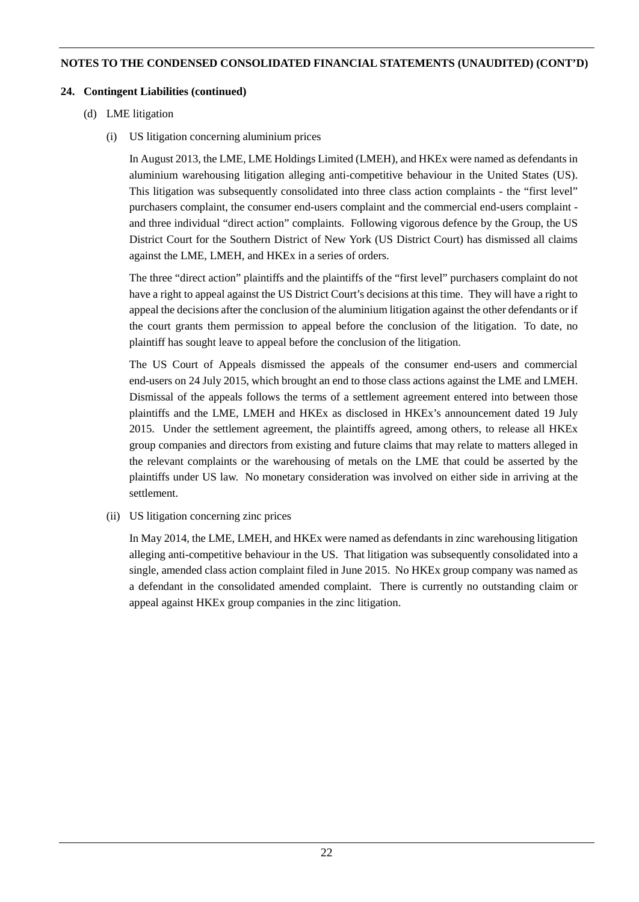**NOTES TO THE CONDENSED CONSOLIDATED FINANCIAL STATEMENTS (UNAUDITED) (CONT'D)**

**24. Contingent Liabilities (continued)**

(d) LME litigation

(i) US litigation concerning aluminium prices

In August 2013, the LME, LME Holdings Limited (LMEH), and HKEx were named as defendants in aluminium warehousing litigation alleging anti-competitive behaviour in the United States (US). This litigation was subsequently consolidated into three class action complaints - the "first level" purchasers complaint, the consumer end-users complaint and the commercial end-users complaint - and three individual "direct action" complaints. Following vigorous defence by the Group, the US District Court for the Southern District of New York (US District Court) has dismissed all claims against the LME, LMEH, and HKEx in a series of orders.

The three "direct action" plaintiffs and the plaintiffs of the "first level" purchasers complaint do not have a right to appeal against the US District Court's decisions at this time. They will have a right to appeal the decisions after the conclusion of the aluminium litigation against the other defendants or if the court grants them permission to appeal before the conclusion of the litigation. To date, no plaintiff has sought leave to appeal before the conclusion of the litigation.

The US Court of Appeals dismissed the appeals of the consumer end-users and commercial end-users on 24 July 2015, which brought an end to those class actions against the LME and LMEH. Dismissal of the appeals follows the terms of a settlement agreement entered into between those plaintiffs and the LME, LMEH and HKEx as disclosed in HKEx's announcement dated 19 July 2015. Under the settlement agreement, the plaintiffs agreed, among others, to release all HKEx group companies and directors from existing and future claims that may relate to matters alleged in the relevant complaints or the warehousing of metals on the LME that could be asserted by the plaintiffs under US law. No monetary consideration was involved on either side in arriving at the settlement.

(ii) US litigation concerning zinc prices

In May 2014, the LME, LMEH, and HKEx were named as defendants in zinc warehousing litigation alleging anti-competitive behaviour in the US. That litigation was subsequently consolidated into a single, amended class action complaint filed in June 2015. No HKEx group company was named as a defendant in the consolidated amended complaint. There is currently no outstanding claim or appeal against HKEx group companies in the zinc litigation.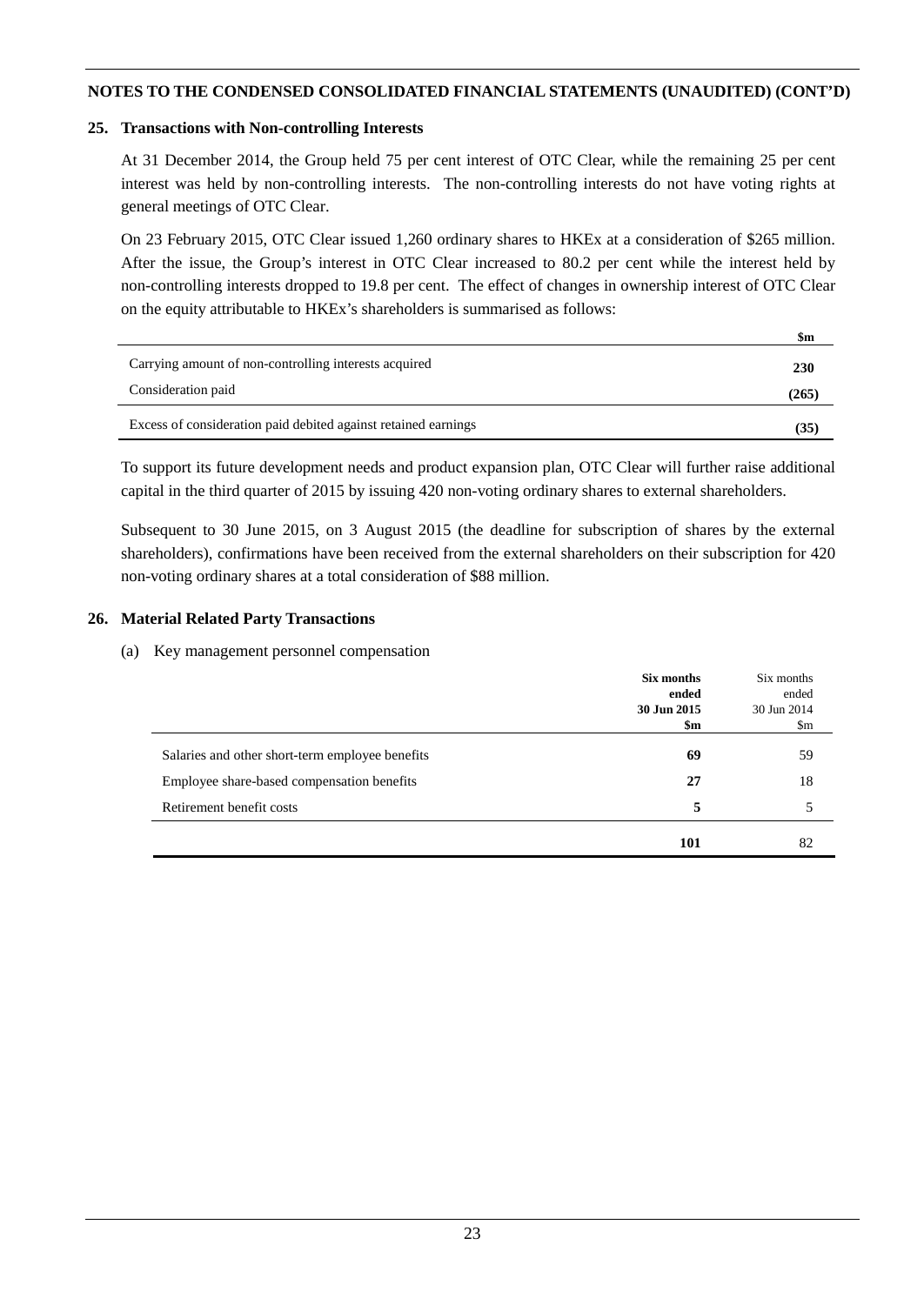## NOTES TO THE CONDENSED CONSOLIDATED FINANCIAL STATEMENTS (UNAUDITED) (CONT'D)

### 25. Transactions with Non-controlling Interests

At 31 December 2014, the Group held 75 per cent interest of OTC Clear, while the remaining 25 per cent interest was held by non-controlling interests. The non-controlling interests do not have voting rights at general meetings of OTC Clear.

On 23 February 2015, OTC Clear issued 1,260 ordinary shares to HKEx at a consideration of $265 million. After the issue, the Group's interest in OTC Clear increased to 80.2 per cent while the interest held by non-controlling interests dropped to 19.8 per cent. The effect of changes in ownership interest of OTC Clear on the equity attributable to HKEx's shareholders is summarised as follows:

| | **$m** |
|---|---|
| Carrying amount of non-controlling interests acquired | **230** |
| Consideration paid | **(265)** |
| Excess of consideration paid debited against retained earnings | **(35)** |

To support its future development needs and product expansion plan, OTC Clear will further raise additional capital in the third quarter of 2015 by issuing 420 non-voting ordinary shares to external shareholders.

Subsequent to 30 June 2015, on 3 August 2015 (the deadline for subscription of shares by the external shareholders), confirmations have been received from the external shareholders on their subscription for 420 non-voting ordinary shares at a total consideration of $88 million.

### 26. Material Related Party Transactions

(a) Key management personnel compensation

| | **Six months ended 30 Jun 2015 $m** | Six months ended 30 Jun 2014 $m |
|---|---|---|
| Salaries and other short-term employee benefits | **69** | 59 |
| Employee share-based compensation benefits | **27** | 18 |
| Retirement benefit costs | **5** | 5 |
| | **101** | 82 |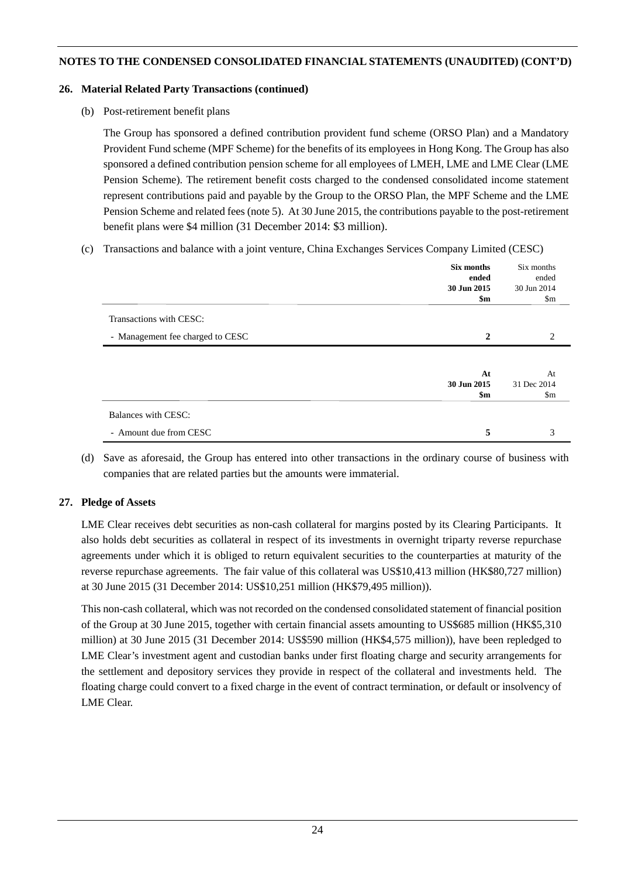**NOTES TO THE CONDENSED CONSOLIDATED FINANCIAL STATEMENTS (UNAUDITED) (CONT'D)**

**26. Material Related Party Transactions (continued)**

(b) Post-retirement benefit plans

The Group has sponsored a defined contribution provident fund scheme (ORSO Plan) and a Mandatory Provident Fund scheme (MPF Scheme) for the benefits of its employees in Hong Kong. The Group has also sponsored a defined contribution pension scheme for all employees of LMEH, LME and LME Clear (LME Pension Scheme). The retirement benefit costs charged to the condensed consolidated income statement represent contributions paid and payable by the Group to the ORSO Plan, the MPF Scheme and the LME Pension Scheme and related fees (note 5). At 30 June 2015, the contributions payable to the post-retirement benefit plans were $4 million (31 December 2014: $3 million).

(c) Transactions and balance with a joint venture, China Exchanges Services Company Limited (CESC)

| | **Six months ended 30 Jun 2015 $m** | Six months ended 30 Jun 2014 $m |
|---|---|---|
| Transactions with CESC: | | |
| - Management fee charged to CESC | **2** | 2 |

| | **At 30 Jun 2015 $m** | At 31 Dec 2014 $m |
|---|---|---|
| Balances with CESC: | | |
| - Amount due from CESC | **5** | 3 |

(d) Save as aforesaid, the Group has entered into other transactions in the ordinary course of business with companies that are related parties but the amounts were immaterial.

**27. Pledge of Assets**

LME Clear receives debt securities as non-cash collateral for margins posted by its Clearing Participants. It also holds debt securities as collateral in respect of its investments in overnight triparty reverse repurchase agreements under which it is obliged to return equivalent securities to the counterparties at maturity of the reverse repurchase agreements. The fair value of this collateral was US$10,413 million (HK$80,727 million) at 30 June 2015 (31 December 2014: US$10,251 million (HK$79,495 million)).

This non-cash collateral, which was not recorded on the condensed consolidated statement of financial position of the Group at 30 June 2015, together with certain financial assets amounting to US$685 million (HK$5,310 million) at 30 June 2015 (31 December 2014: US$590 million (HK$4,575 million)), have been repledged to LME Clear's investment agent and custodian banks under first floating charge and security arrangements for the settlement and depository services they provide in respect of the collateral and investments held. The floating charge could convert to a fixed charge in the event of contract termination, or default or insolvency of LME Clear.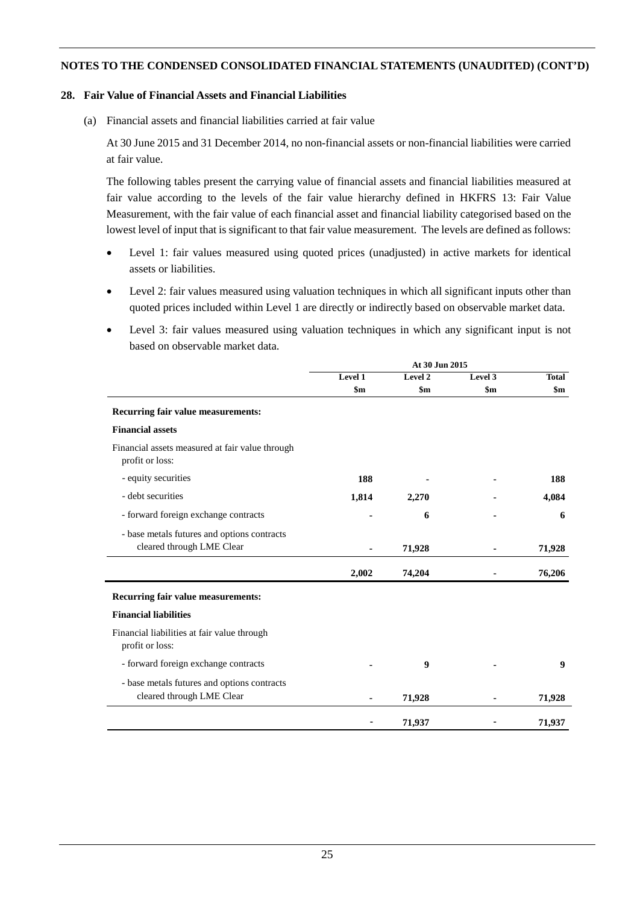**NOTES TO THE CONDENSED CONSOLIDATED FINANCIAL STATEMENTS (UNAUDITED) (CONT'D)**

## 28. Fair Value of Financial Assets and Financial Liabilities

(a) Financial assets and financial liabilities carried at fair value

At 30 June 2015 and 31 December 2014, no non-financial assets or non-financial liabilities were carried at fair value.

The following tables present the carrying value of financial assets and financial liabilities measured at fair value according to the levels of the fair value hierarchy defined in HKFRS 13: Fair Value Measurement, with the fair value of each financial asset and financial liability categorised based on the lowest level of input that is significant to that fair value measurement. The levels are defined as follows:

- Level 1: fair values measured using quoted prices (unadjusted) in active markets for identical assets or liabilities.
- Level 2: fair values measured using valuation techniques in which all significant inputs other than quoted prices included within Level 1 are directly or indirectly based on observable market data.
- Level 3: fair values measured using valuation techniques in which any significant input is not based on observable market data.

| | At 30 Jun 2015 | | | |
|---|---|---|---|---|
| | **Level 1** | **Level 2** | **Level 3** | **Total** |
| | **$m** | **$m** | **$m** | **$m** |
| **Recurring fair value measurements:** | | | | |
| **Financial assets** | | | | |
| Financial assets measured at fair value through profit or loss: | | | | |
| - equity securities | **188** | **-** | **-** | **188** |
| - debt securities | **1,814** | **2,270** | **-** | **4,084** |
| - forward foreign exchange contracts | **-** | **6** | **-** | **6** |
| - base metals futures and options contracts cleared through LME Clear | **-** | **71,928** | **-** | **71,928** |
| | **2,002** | **74,204** | **-** | **76,206** |
| **Recurring fair value measurements:** | | | | |
| **Financial liabilities** | | | | |
| Financial liabilities at fair value through profit or loss: | | | | |
| - forward foreign exchange contracts | **-** | **9** | **-** | **9** |
| - base metals futures and options contracts cleared through LME Clear | **-** | **71,928** | **-** | **71,928** |
| | - | **71,937** | - | **71,937** |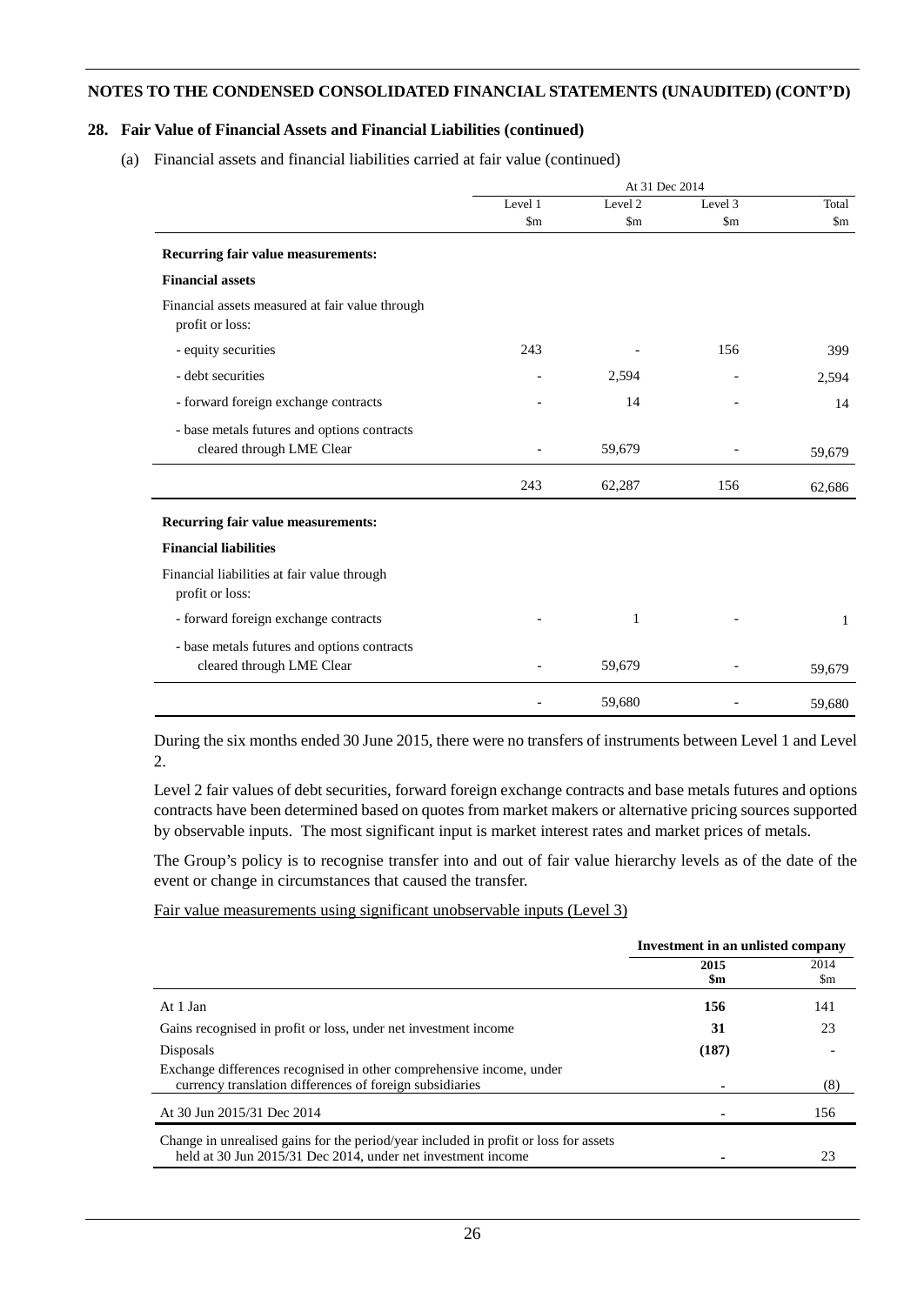**NOTES TO THE CONDENSED CONSOLIDATED FINANCIAL STATEMENTS (UNAUDITED) (CONT'D)**

**28. Fair Value of Financial Assets and Financial Liabilities (continued)**

(a) Financial assets and financial liabilities carried at fair value (continued)

| | At 31 Dec 2014 | | | |
|---|---|---|---|---|
| | Level 1 $m | Level 2 $m | Level 3 $m | Total $m |
| **Recurring fair value measurements:** | | | | |
| **Financial assets** | | | | |
| Financial assets measured at fair value through profit or loss: | | | | |
| - equity securities | 243 | - | 156 | 399 |
| - debt securities | - | 2,594 | - | 2,594 |
| - forward foreign exchange contracts | - | 14 | - | 14 |
| - base metals futures and options contracts cleared through LME Clear | - | 59,679 | - | 59,679 |
| | 243 | 62,287 | 156 | 62,686 |
| **Recurring fair value measurements:** | | | | |
| **Financial liabilities** | | | | |
| Financial liabilities at fair value through profit or loss: | | | | |
| - forward foreign exchange contracts | - | 1 | - | 1 |
| - base metals futures and options contracts cleared through LME Clear | - | 59,679 | - | 59,679 |
| | - | 59,680 | - | 59,680 |

During the six months ended 30 June 2015, there were no transfers of instruments between Level 1 and Level 2.

Level 2 fair values of debt securities, forward foreign exchange contracts and base metals futures and options contracts have been determined based on quotes from market makers or alternative pricing sources supported by observable inputs. The most significant input is market interest rates and market prices of metals.

The Group's policy is to recognise transfer into and out of fair value hierarchy levels as of the date of the event or change in circumstances that caused the transfer.

Fair value measurements using significant unobservable inputs (Level 3)

| | Investment in an unlisted company | |
|---|---|---|
| | **2015 $m** | 2014 $m |
| At 1 Jan | **156** | 141 |
| Gains recognised in profit or loss, under net investment income | **31** | 23 |
| Disposals | **(187)** | - |
| Exchange differences recognised in other comprehensive income, under currency translation differences of foreign subsidiaries | **-** | (8) |
| At 30 Jun 2015/31 Dec 2014 | **-** | 156 |
| Change in unrealised gains for the period/year included in profit or loss for assets held at 30 Jun 2015/31 Dec 2014, under net investment income | **-** | 23 |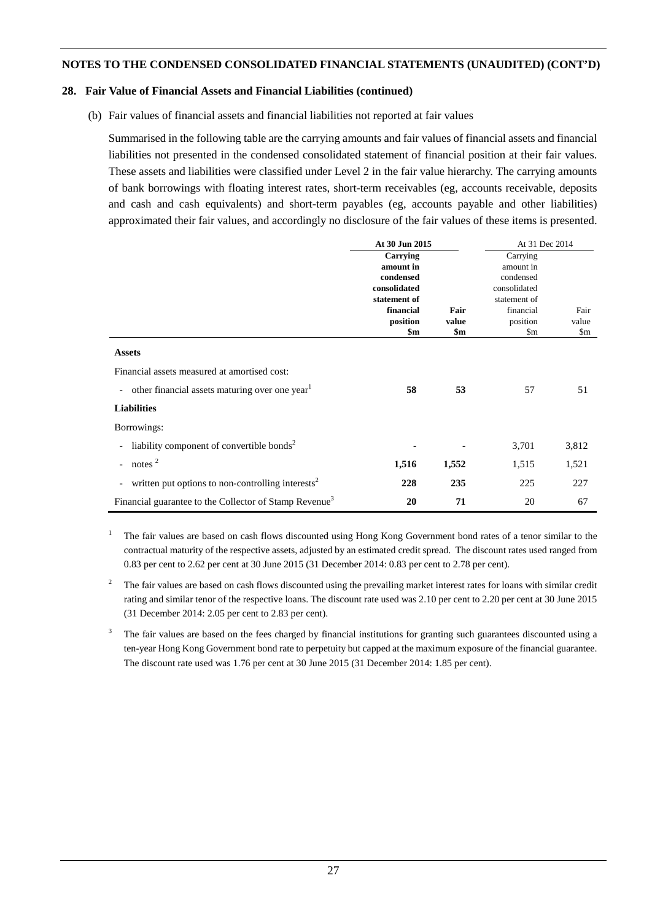**NOTES TO THE CONDENSED CONSOLIDATED FINANCIAL STATEMENTS (UNAUDITED) (CONT'D)**

**28. Fair Value of Financial Assets and Financial Liabilities (continued)**

(b) Fair values of financial assets and financial liabilities not reported at fair values

Summarised in the following table are the carrying amounts and fair values of financial assets and financial liabilities not presented in the condensed consolidated statement of financial position at their fair values. These assets and liabilities were classified under Level 2 in the fair value hierarchy. The carrying amounts of bank borrowings with floating interest rates, short-term receivables (eg, accounts receivable, deposits and cash and cash equivalents) and short-term payables (eg, accounts payable and other liabilities) approximated their fair values, and accordingly no disclosure of the fair values of these items is presented.

| | **At 30 Jun 2015** | | At 31 Dec 2014 | |
|---|---|---|---|---|
| | **Carrying amount in condensed consolidated statement of financial position $m** | **Fair value $m** | Carrying amount in condensed consolidated statement of financial position $m | Fair value $m |
| **Assets** | | | | |
| Financial assets measured at amortised cost: | | | | |
| - other financial assets maturing over one year[1] | **58** | **53** | 57 | 51 |
| **Liabilities** | | | | |
| Borrowings: | | | | |
| - liability component of convertible bonds[2] | **-** | **-** | 3,701 | 3,812 |
| - notes [2] | **1,516** | **1,552** | 1,515 | 1,521 |
| - written put options to non-controlling interests[2] | **228** | **235** | 225 | 227 |
| Financial guarantee to the Collector of Stamp Revenue[3] | **20** | **71** | 20 | 67 |

[1] The fair values are based on cash flows discounted using Hong Kong Government bond rates of a tenor similar to the contractual maturity of the respective assets, adjusted by an estimated credit spread. The discount rates used ranged from 0.83 per cent to 2.62 per cent at 30 June 2015 (31 December 2014: 0.83 per cent to 2.78 per cent).

[2] The fair values are based on cash flows discounted using the prevailing market interest rates for loans with similar credit rating and similar tenor of the respective loans. The discount rate used was 2.10 per cent to 2.20 per cent at 30 June 2015 (31 December 2014: 2.05 per cent to 2.83 per cent).

[3] The fair values are based on the fees charged by financial institutions for granting such guarantees discounted using a ten-year Hong Kong Government bond rate to perpetuity but capped at the maximum exposure of the financial guarantee. The discount rate used was 1.76 per cent at 30 June 2015 (31 December 2014: 1.85 per cent).